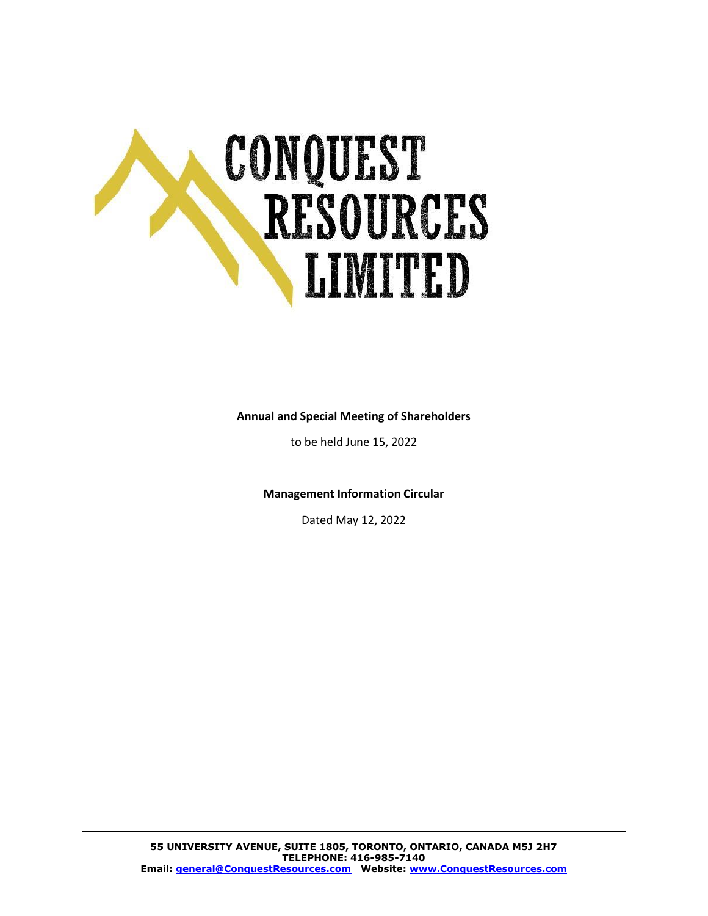# CONQUEST RESOURCES LIMITED

**Annual and Special Meeting of Shareholders**

to be held June 15, 2022

**Management Information Circular**

Dated May 12, 2022

**55 UNIVERSITY AVENUE, SUITE 1805, TORONTO, ONTARIO, CANADA M5J 2H7**
**TELEPHONE: 416-985-7140**
**Email: general@ConquestResources.com Website: www.ConquestResources.com**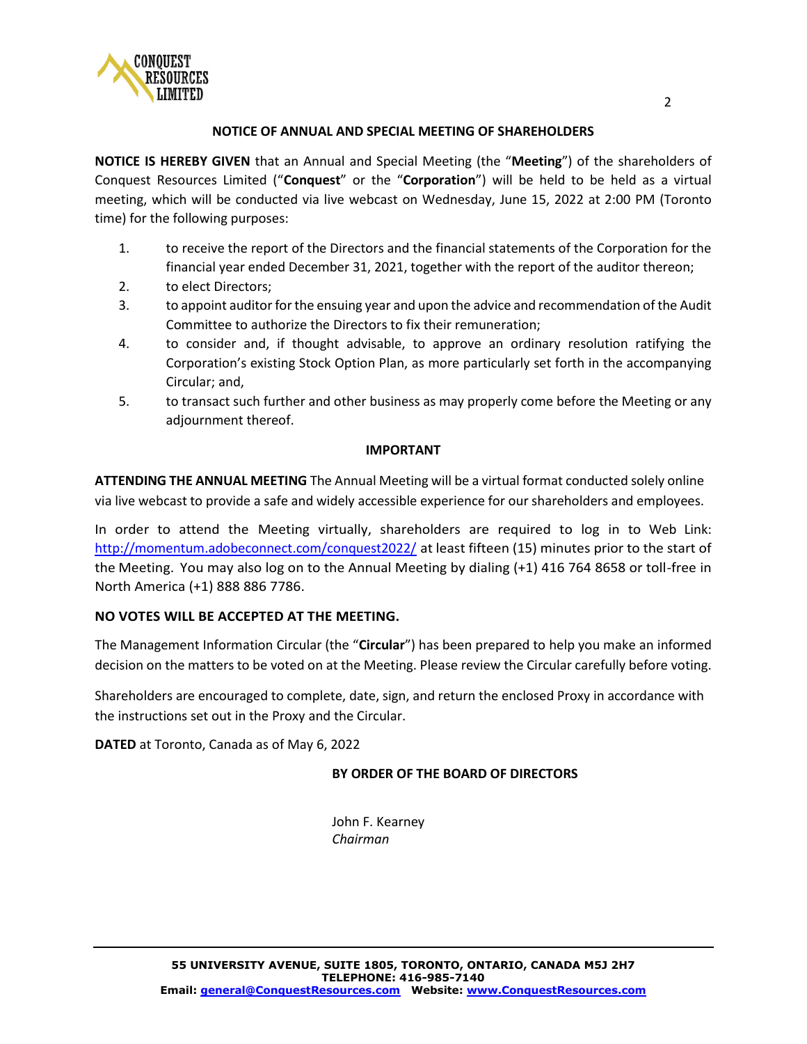## NOTICE OF ANNUAL AND SPECIAL MEETING OF SHAREHOLDERS

**NOTICE IS HEREBY GIVEN** that an Annual and Special Meeting (the "**Meeting**") of the shareholders of Conquest Resources Limited ("**Conquest**" or the "**Corporation**") will be held to be held as a virtual meeting, which will be conducted via live webcast on Wednesday, June 15, 2022 at 2:00 PM (Toronto time) for the following purposes:

1. to receive the report of the Directors and the financial statements of the Corporation for the financial year ended December 31, 2021, together with the report of the auditor thereon;
2. to elect Directors;
3. to appoint auditor for the ensuing year and upon the advice and recommendation of the Audit Committee to authorize the Directors to fix their remuneration;
4. to consider and, if thought advisable, to approve an ordinary resolution ratifying the Corporation's existing Stock Option Plan, as more particularly set forth in the accompanying Circular; and,
5. to transact such further and other business as may properly come before the Meeting or any adjournment thereof.

### IMPORTANT

**ATTENDING THE ANNUAL MEETING** The Annual Meeting will be a virtual format conducted solely online via live webcast to provide a safe and widely accessible experience for our shareholders and employees.

In order to attend the Meeting virtually, shareholders are required to log in to Web Link: http://momentum.adobeconnect.com/conquest2022/ at least fifteen (15) minutes prior to the start of the Meeting. You may also log on to the Annual Meeting by dialing (+1) 416 764 8658 or toll-free in North America (+1) 888 886 7786.

**NO VOTES WILL BE ACCEPTED AT THE MEETING.**

The Management Information Circular (the "**Circular**") has been prepared to help you make an informed decision on the matters to be voted on at the Meeting. Please review the Circular carefully before voting.

Shareholders are encouraged to complete, date, sign, and return the enclosed Proxy in accordance with the instructions set out in the Proxy and the Circular.

**DATED** at Toronto, Canada as of May 6, 2022

**BY ORDER OF THE BOARD OF DIRECTORS**

John F. Kearney
*Chairman*

**55 UNIVERSITY AVENUE, SUITE 1805, TORONTO, ONTARIO, CANADA M5J 2H7**
**TELEPHONE: 416-985-7140**
**Email: general@ConquestResources.com Website: www.ConquestResources.com**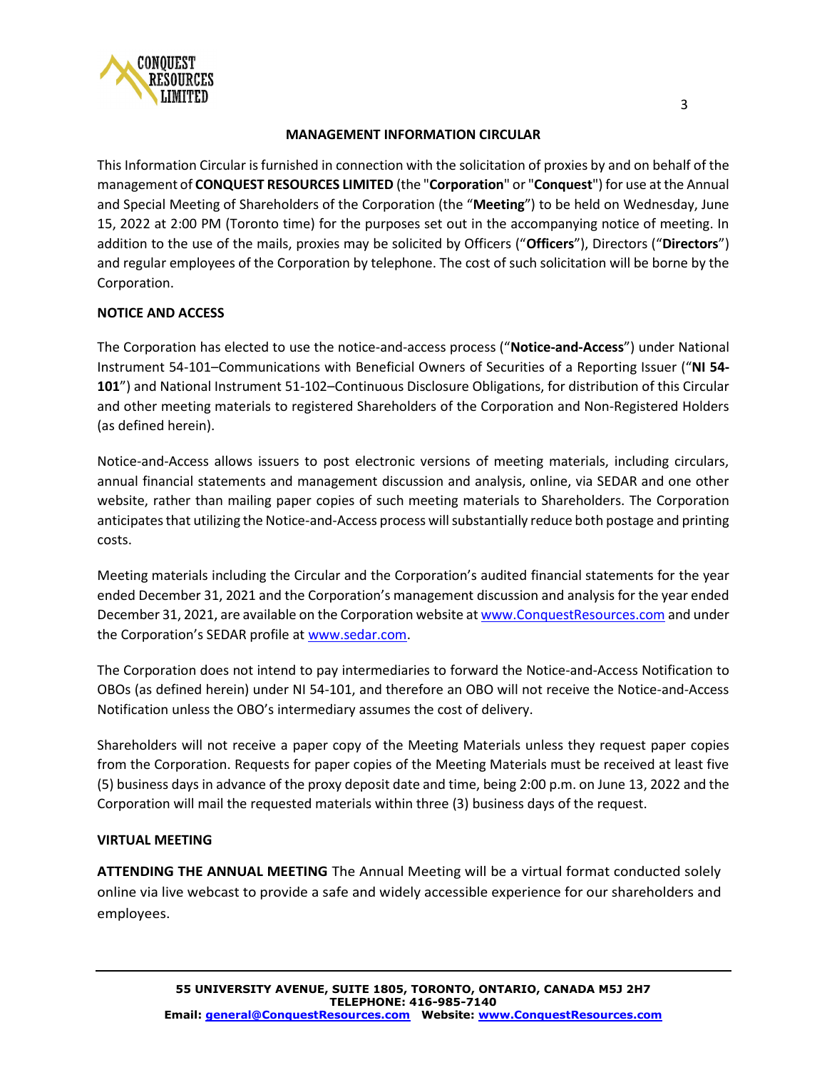# MANAGEMENT INFORMATION CIRCULAR

This Information Circular is furnished in connection with the solicitation of proxies by and on behalf of the management of **CONQUEST RESOURCES LIMITED** (the "**Corporation**" or "**Conquest**") for use at the Annual and Special Meeting of Shareholders of the Corporation (the "**Meeting**") to be held on Wednesday, June 15, 2022 at 2:00 PM (Toronto time) for the purposes set out in the accompanying notice of meeting. In addition to the use of the mails, proxies may be solicited by Officers ("**Officers**"), Directors ("**Directors**") and regular employees of the Corporation by telephone. The cost of such solicitation will be borne by the Corporation.

## NOTICE AND ACCESS

The Corporation has elected to use the notice-and-access process ("**Notice-and-Access**") under National Instrument 54-101–Communications with Beneficial Owners of Securities of a Reporting Issuer ("**NI 54-101**") and National Instrument 51-102–Continuous Disclosure Obligations, for distribution of this Circular and other meeting materials to registered Shareholders of the Corporation and Non-Registered Holders (as defined herein).

Notice-and-Access allows issuers to post electronic versions of meeting materials, including circulars, annual financial statements and management discussion and analysis, online, via SEDAR and one other website, rather than mailing paper copies of such meeting materials to Shareholders. The Corporation anticipates that utilizing the Notice-and-Access process will substantially reduce both postage and printing costs.

Meeting materials including the Circular and the Corporation's audited financial statements for the year ended December 31, 2021 and the Corporation's management discussion and analysis for the year ended December 31, 2021, are available on the Corporation website at www.ConquestResources.com and under the Corporation's SEDAR profile at www.sedar.com.

The Corporation does not intend to pay intermediaries to forward the Notice-and-Access Notification to OBOs (as defined herein) under NI 54-101, and therefore an OBO will not receive the Notice-and-Access Notification unless the OBO's intermediary assumes the cost of delivery.

Shareholders will not receive a paper copy of the Meeting Materials unless they request paper copies from the Corporation. Requests for paper copies of the Meeting Materials must be received at least five (5) business days in advance of the proxy deposit date and time, being 2:00 p.m. on June 13, 2022 and the Corporation will mail the requested materials within three (3) business days of the request.

## VIRTUAL MEETING

**ATTENDING THE ANNUAL MEETING** The Annual Meeting will be a virtual format conducted solely online via live webcast to provide a safe and widely accessible experience for our shareholders and employees.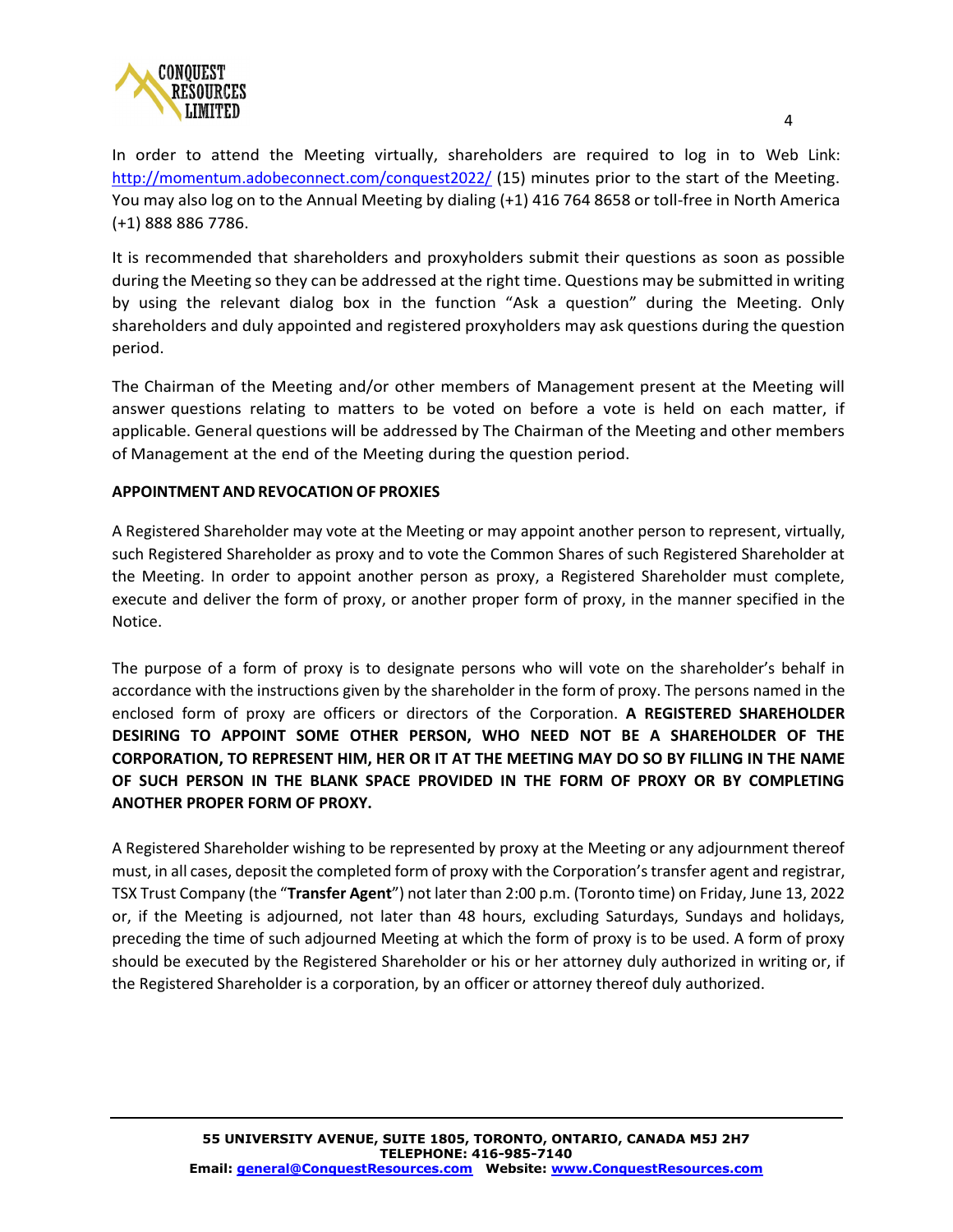In order to attend the Meeting virtually, shareholders are required to log in to Web Link: http://momentum.adobeconnect.com/conquest2022/ (15) minutes prior to the start of the Meeting. You may also log on to the Annual Meeting by dialing (+1) 416 764 8658 or toll-free in North America (+1) 888 886 7786.

It is recommended that shareholders and proxyholders submit their questions as soon as possible during the Meeting so they can be addressed at the right time. Questions may be submitted in writing by using the relevant dialog box in the function "Ask a question" during the Meeting. Only shareholders and duly appointed and registered proxyholders may ask questions during the question period.

The Chairman of the Meeting and/or other members of Management present at the Meeting will answer questions relating to matters to be voted on before a vote is held on each matter, if applicable. General questions will be addressed by The Chairman of the Meeting and other members of Management at the end of the Meeting during the question period.

**APPOINTMENT AND REVOCATION OF PROXIES**

A Registered Shareholder may vote at the Meeting or may appoint another person to represent, virtually, such Registered Shareholder as proxy and to vote the Common Shares of such Registered Shareholder at the Meeting. In order to appoint another person as proxy, a Registered Shareholder must complete, execute and deliver the form of proxy, or another proper form of proxy, in the manner specified in the Notice.

The purpose of a form of proxy is to designate persons who will vote on the shareholder's behalf in accordance with the instructions given by the shareholder in the form of proxy. The persons named in the enclosed form of proxy are officers or directors of the Corporation. **A REGISTERED SHAREHOLDER DESIRING TO APPOINT SOME OTHER PERSON, WHO NEED NOT BE A SHAREHOLDER OF THE CORPORATION, TO REPRESENT HIM, HER OR IT AT THE MEETING MAY DO SO BY FILLING IN THE NAME OF SUCH PERSON IN THE BLANK SPACE PROVIDED IN THE FORM OF PROXY OR BY COMPLETING ANOTHER PROPER FORM OF PROXY.**

A Registered Shareholder wishing to be represented by proxy at the Meeting or any adjournment thereof must, in all cases, deposit the completed form of proxy with the Corporation's transfer agent and registrar, TSX Trust Company (the "**Transfer Agent**") not later than 2:00 p.m. (Toronto time) on Friday, June 13, 2022 or, if the Meeting is adjourned, not later than 48 hours, excluding Saturdays, Sundays and holidays, preceding the time of such adjourned Meeting at which the form of proxy is to be used. A form of proxy should be executed by the Registered Shareholder or his or her attorney duly authorized in writing or, if the Registered Shareholder is a corporation, by an officer or attorney thereof duly authorized.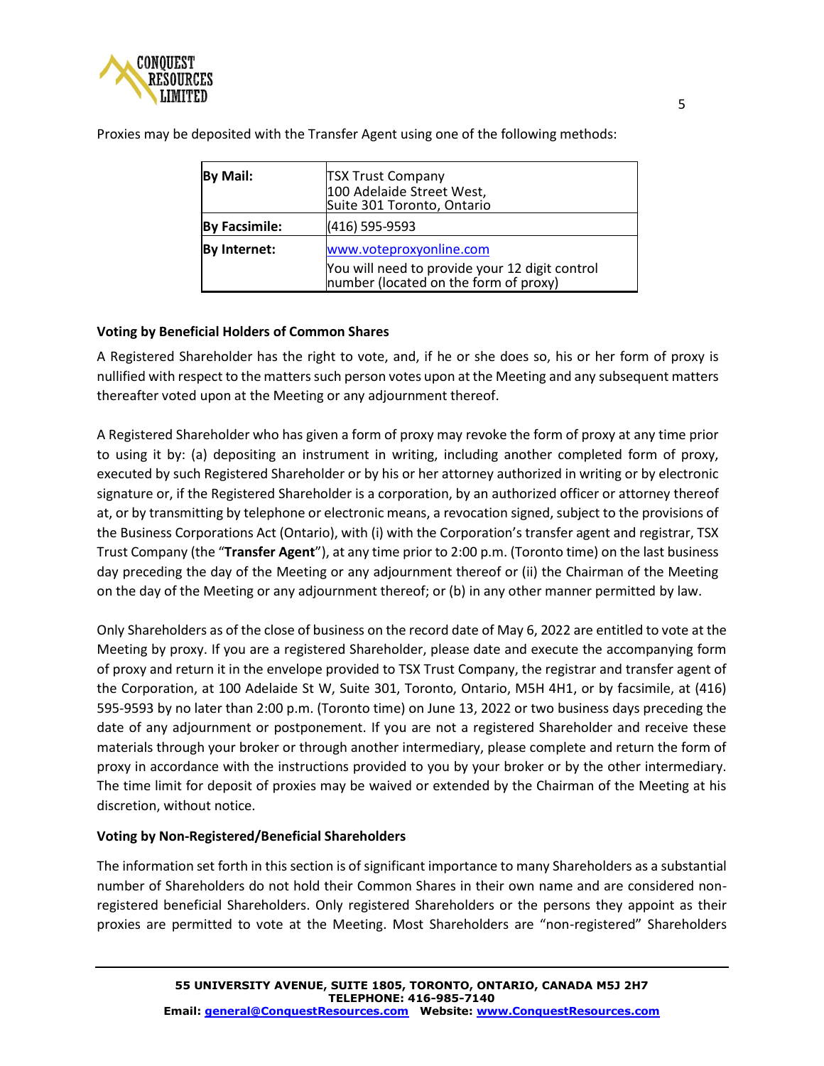Proxies may be deposited with the Transfer Agent using one of the following methods:

| | |
|---|---|
| **By Mail:** | TSX Trust Company<br>100 Adelaide Street West,<br>Suite 301 Toronto, Ontario |
| **By Facsimile:** | (416) 595-9593 |
| **By Internet:** | www.voteproxyonline.com<br>You will need to provide your 12 digit control number (located on the form of proxy) |

**Voting by Beneficial Holders of Common Shares**

A Registered Shareholder has the right to vote, and, if he or she does so, his or her form of proxy is nullified with respect to the matters such person votes upon at the Meeting and any subsequent matters thereafter voted upon at the Meeting or any adjournment thereof.

A Registered Shareholder who has given a form of proxy may revoke the form of proxy at any time prior to using it by: (a) depositing an instrument in writing, including another completed form of proxy, executed by such Registered Shareholder or by his or her attorney authorized in writing or by electronic signature or, if the Registered Shareholder is a corporation, by an authorized officer or attorney thereof at, or by transmitting by telephone or electronic means, a revocation signed, subject to the provisions of the Business Corporations Act (Ontario), with (i) with the Corporation's transfer agent and registrar, TSX Trust Company (the "**Transfer Agent**"), at any time prior to 2:00 p.m. (Toronto time) on the last business day preceding the day of the Meeting or any adjournment thereof or (ii) the Chairman of the Meeting on the day of the Meeting or any adjournment thereof; or (b) in any other manner permitted by law.

Only Shareholders as of the close of business on the record date of May 6, 2022 are entitled to vote at the Meeting by proxy. If you are a registered Shareholder, please date and execute the accompanying form of proxy and return it in the envelope provided to TSX Trust Company, the registrar and transfer agent of the Corporation, at 100 Adelaide St W, Suite 301, Toronto, Ontario, M5H 4H1, or by facsimile, at (416) 595-9593 by no later than 2:00 p.m. (Toronto time) on June 13, 2022 or two business days preceding the date of any adjournment or postponement. If you are not a registered Shareholder and receive these materials through your broker or through another intermediary, please complete and return the form of proxy in accordance with the instructions provided to you by your broker or by the other intermediary. The time limit for deposit of proxies may be waived or extended by the Chairman of the Meeting at his discretion, without notice.

**Voting by Non-Registered/Beneficial Shareholders**

The information set forth in this section is of significant importance to many Shareholders as a substantial number of Shareholders do not hold their Common Shares in their own name and are considered non-registered beneficial Shareholders. Only registered Shareholders or the persons they appoint as their proxies are permitted to vote at the Meeting. Most Shareholders are "non-registered" Shareholders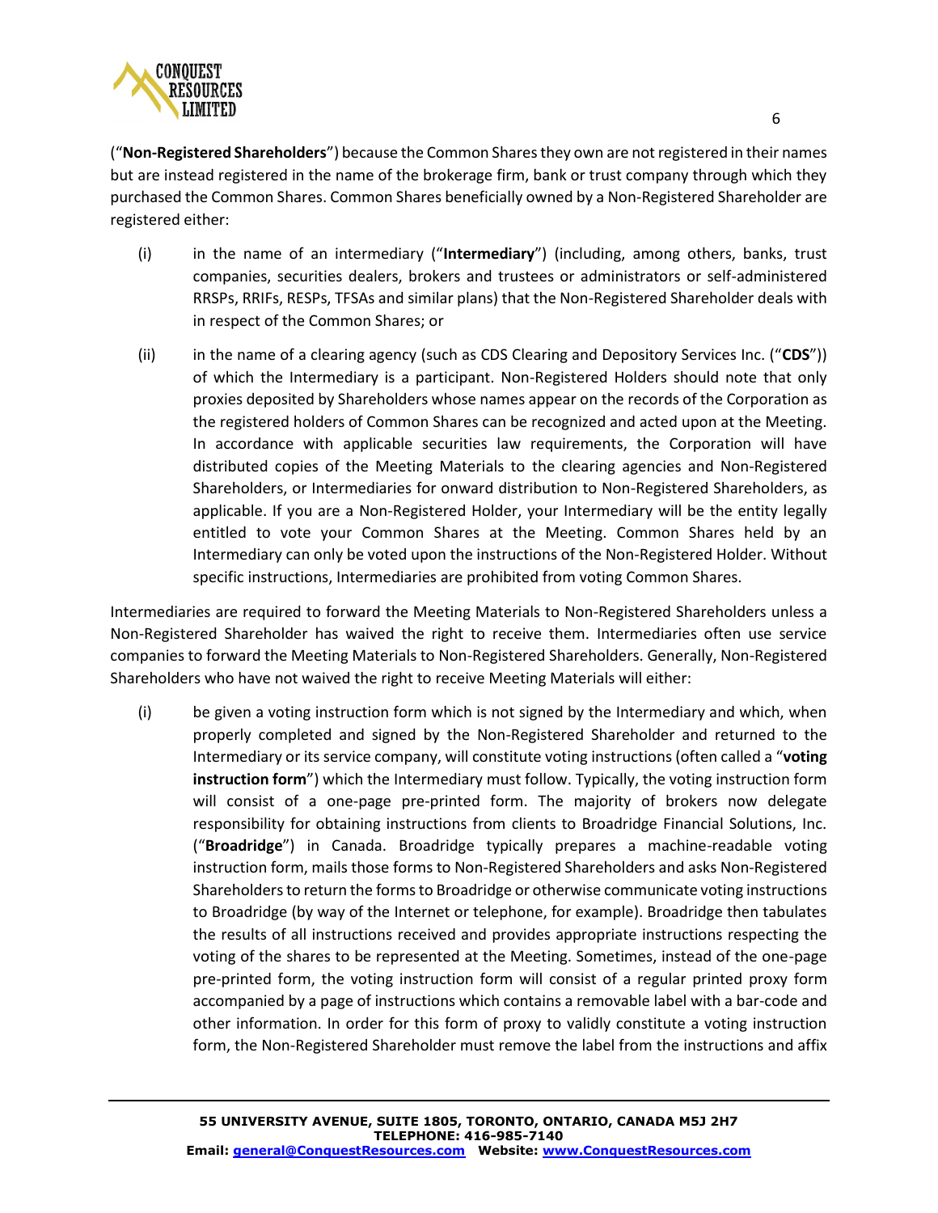("**Non-Registered Shareholders**") because the Common Shares they own are not registered in their names but are instead registered in the name of the brokerage firm, bank or trust company through which they purchased the Common Shares. Common Shares beneficially owned by a Non-Registered Shareholder are registered either:

(i) in the name of an intermediary ("**Intermediary**") (including, among others, banks, trust companies, securities dealers, brokers and trustees or administrators or self-administered RRSPs, RRIFs, RESPs, TFSAs and similar plans) that the Non-Registered Shareholder deals with in respect of the Common Shares; or

(ii) in the name of a clearing agency (such as CDS Clearing and Depository Services Inc. ("**CDS**")) of which the Intermediary is a participant. Non-Registered Holders should note that only proxies deposited by Shareholders whose names appear on the records of the Corporation as the registered holders of Common Shares can be recognized and acted upon at the Meeting. In accordance with applicable securities law requirements, the Corporation will have distributed copies of the Meeting Materials to the clearing agencies and Non-Registered Shareholders, or Intermediaries for onward distribution to Non-Registered Shareholders, as applicable. If you are a Non-Registered Holder, your Intermediary will be the entity legally entitled to vote your Common Shares at the Meeting. Common Shares held by an Intermediary can only be voted upon the instructions of the Non-Registered Holder. Without specific instructions, Intermediaries are prohibited from voting Common Shares.

Intermediaries are required to forward the Meeting Materials to Non-Registered Shareholders unless a Non-Registered Shareholder has waived the right to receive them. Intermediaries often use service companies to forward the Meeting Materials to Non-Registered Shareholders. Generally, Non-Registered Shareholders who have not waived the right to receive Meeting Materials will either:

(i) be given a voting instruction form which is not signed by the Intermediary and which, when properly completed and signed by the Non-Registered Shareholder and returned to the Intermediary or its service company, will constitute voting instructions (often called a "**voting instruction form**") which the Intermediary must follow. Typically, the voting instruction form will consist of a one-page pre-printed form. The majority of brokers now delegate responsibility for obtaining instructions from clients to Broadridge Financial Solutions, Inc. ("**Broadridge**") in Canada. Broadridge typically prepares a machine-readable voting instruction form, mails those forms to Non-Registered Shareholders and asks Non-Registered Shareholders to return the forms to Broadridge or otherwise communicate voting instructions to Broadridge (by way of the Internet or telephone, for example). Broadridge then tabulates the results of all instructions received and provides appropriate instructions respecting the voting of the shares to be represented at the Meeting. Sometimes, instead of the one-page pre-printed form, the voting instruction form will consist of a regular printed proxy form accompanied by a page of instructions which contains a removable label with a bar-code and other information. In order for this form of proxy to validly constitute a voting instruction form, the Non-Registered Shareholder must remove the label from the instructions and affix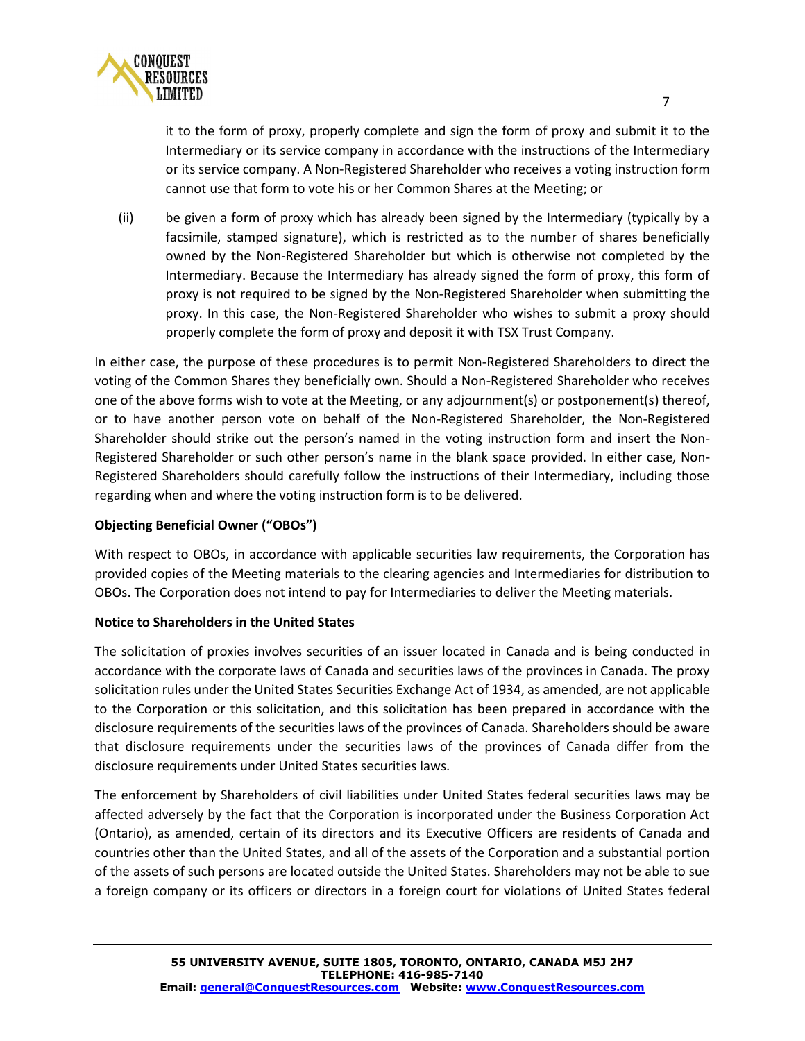it to the form of proxy, properly complete and sign the form of proxy and submit it to the Intermediary or its service company in accordance with the instructions of the Intermediary or its service company. A Non-Registered Shareholder who receives a voting instruction form cannot use that form to vote his or her Common Shares at the Meeting; or

(ii) be given a form of proxy which has already been signed by the Intermediary (typically by a facsimile, stamped signature), which is restricted as to the number of shares beneficially owned by the Non-Registered Shareholder but which is otherwise not completed by the Intermediary. Because the Intermediary has already signed the form of proxy, this form of proxy is not required to be signed by the Non-Registered Shareholder when submitting the proxy. In this case, the Non-Registered Shareholder who wishes to submit a proxy should properly complete the form of proxy and deposit it with TSX Trust Company.

In either case, the purpose of these procedures is to permit Non-Registered Shareholders to direct the voting of the Common Shares they beneficially own. Should a Non-Registered Shareholder who receives one of the above forms wish to vote at the Meeting, or any adjournment(s) or postponement(s) thereof, or to have another person vote on behalf of the Non-Registered Shareholder, the Non-Registered Shareholder should strike out the person's named in the voting instruction form and insert the Non-Registered Shareholder or such other person's name in the blank space provided. In either case, Non-Registered Shareholders should carefully follow the instructions of their Intermediary, including those regarding when and where the voting instruction form is to be delivered.

**Objecting Beneficial Owner ("OBOs")**

With respect to OBOs, in accordance with applicable securities law requirements, the Corporation has provided copies of the Meeting materials to the clearing agencies and Intermediaries for distribution to OBOs. The Corporation does not intend to pay for Intermediaries to deliver the Meeting materials.

**Notice to Shareholders in the United States**

The solicitation of proxies involves securities of an issuer located in Canada and is being conducted in accordance with the corporate laws of Canada and securities laws of the provinces in Canada. The proxy solicitation rules under the United States Securities Exchange Act of 1934, as amended, are not applicable to the Corporation or this solicitation, and this solicitation has been prepared in accordance with the disclosure requirements of the securities laws of the provinces of Canada. Shareholders should be aware that disclosure requirements under the securities laws of the provinces of Canada differ from the disclosure requirements under United States securities laws.

The enforcement by Shareholders of civil liabilities under United States federal securities laws may be affected adversely by the fact that the Corporation is incorporated under the Business Corporation Act (Ontario), as amended, certain of its directors and its Executive Officers are residents of Canada and countries other than the United States, and all of the assets of the Corporation and a substantial portion of the assets of such persons are located outside the United States. Shareholders may not be able to sue a foreign company or its officers or directors in a foreign court for violations of United States federal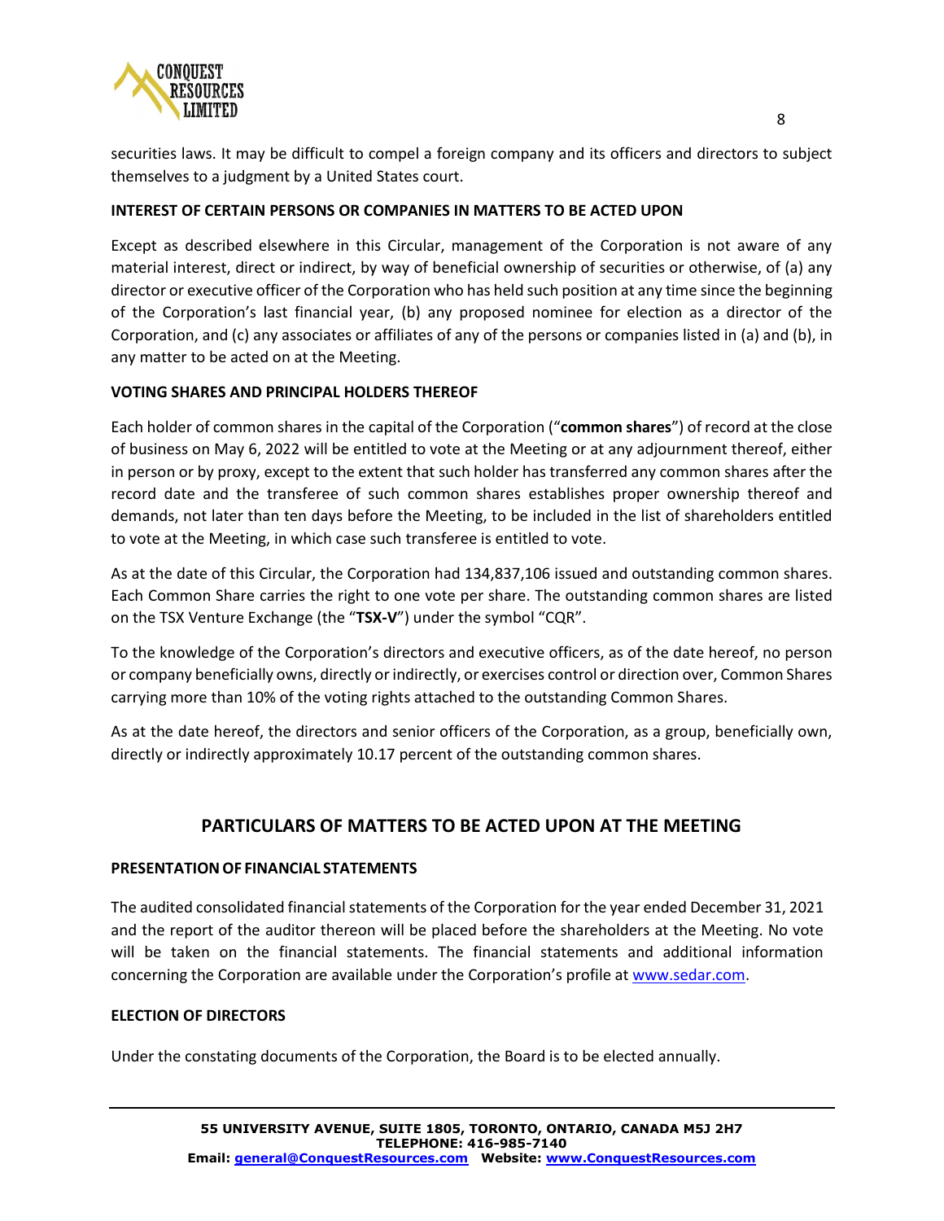securities laws. It may be difficult to compel a foreign company and its officers and directors to subject themselves to a judgment by a United States court.

**INTEREST OF CERTAIN PERSONS OR COMPANIES IN MATTERS TO BE ACTED UPON**

Except as described elsewhere in this Circular, management of the Corporation is not aware of any material interest, direct or indirect, by way of beneficial ownership of securities or otherwise, of (a) any director or executive officer of the Corporation who has held such position at any time since the beginning of the Corporation's last financial year, (b) any proposed nominee for election as a director of the Corporation, and (c) any associates or affiliates of any of the persons or companies listed in (a) and (b), in any matter to be acted on at the Meeting.

**VOTING SHARES AND PRINCIPAL HOLDERS THEREOF**

Each holder of common shares in the capital of the Corporation ("**common shares**") of record at the close of business on May 6, 2022 will be entitled to vote at the Meeting or at any adjournment thereof, either in person or by proxy, except to the extent that such holder has transferred any common shares after the record date and the transferee of such common shares establishes proper ownership thereof and demands, not later than ten days before the Meeting, to be included in the list of shareholders entitled to vote at the Meeting, in which case such transferee is entitled to vote.

As at the date of this Circular, the Corporation had 134,837,106 issued and outstanding common shares. Each Common Share carries the right to one vote per share. The outstanding common shares are listed on the TSX Venture Exchange (the "**TSX-V**") under the symbol "CQR".

To the knowledge of the Corporation's directors and executive officers, as of the date hereof, no person or company beneficially owns, directly or indirectly, or exercises control or direction over, Common Shares carrying more than 10% of the voting rights attached to the outstanding Common Shares.

As at the date hereof, the directors and senior officers of the Corporation, as a group, beneficially own, directly or indirectly approximately 10.17 percent of the outstanding common shares.

## PARTICULARS OF MATTERS TO BE ACTED UPON AT THE MEETING

**PRESENTATION OF FINANCIAL STATEMENTS**

The audited consolidated financial statements of the Corporation for the year ended December 31, 2021 and the report of the auditor thereon will be placed before the shareholders at the Meeting. No vote will be taken on the financial statements. The financial statements and additional information concerning the Corporation are available under the Corporation's profile at www.sedar.com.

**ELECTION OF DIRECTORS**

Under the constating documents of the Corporation, the Board is to be elected annually.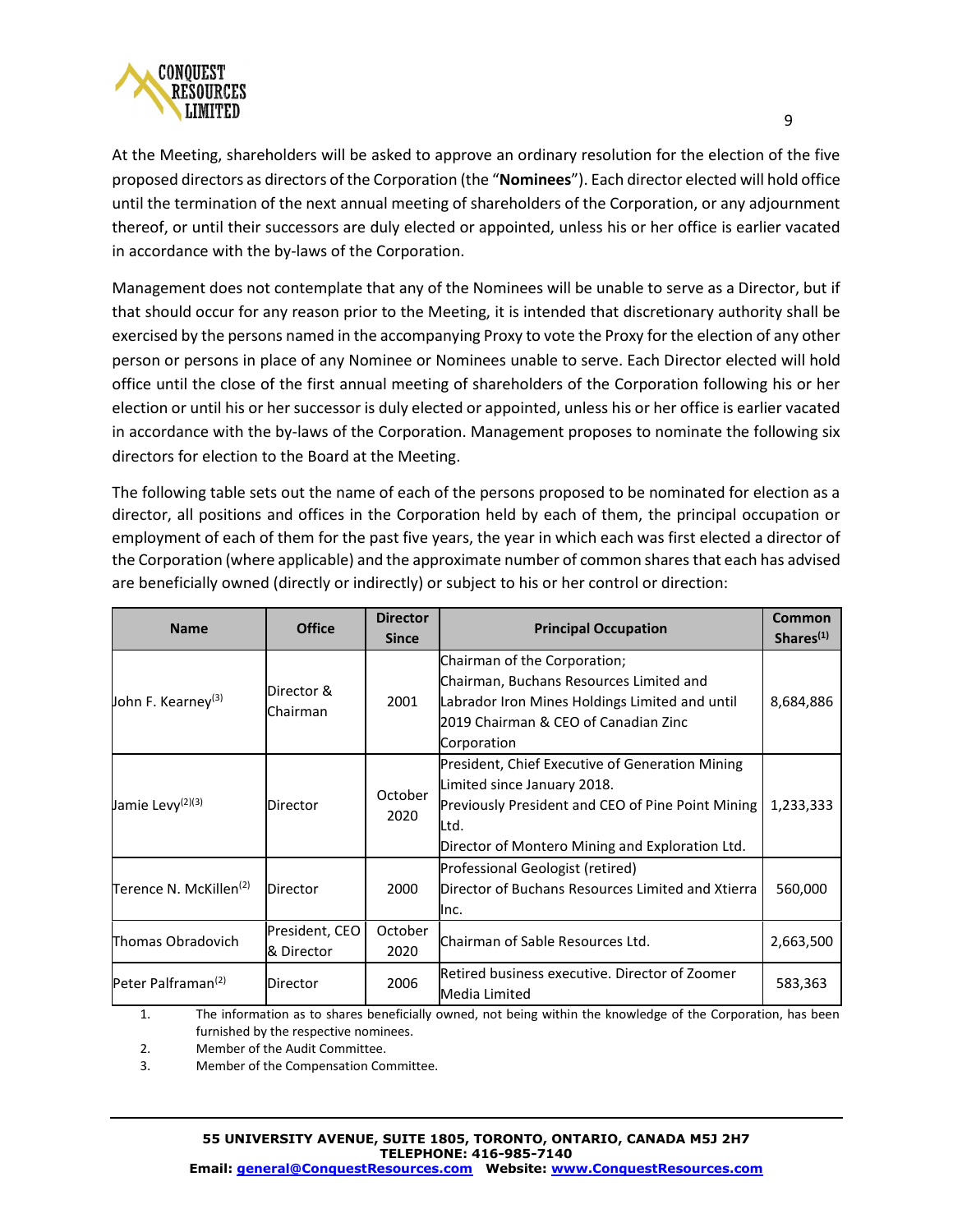At the Meeting, shareholders will be asked to approve an ordinary resolution for the election of the five proposed directors as directors of the Corporation (the "**Nominees**"). Each director elected will hold office until the termination of the next annual meeting of shareholders of the Corporation, or any adjournment thereof, or until their successors are duly elected or appointed, unless his or her office is earlier vacated in accordance with the by-laws of the Corporation.

Management does not contemplate that any of the Nominees will be unable to serve as a Director, but if that should occur for any reason prior to the Meeting, it is intended that discretionary authority shall be exercised by the persons named in the accompanying Proxy to vote the Proxy for the election of any other person or persons in place of any Nominee or Nominees unable to serve. Each Director elected will hold office until the close of the first annual meeting of shareholders of the Corporation following his or her election or until his or her successor is duly elected or appointed, unless his or her office is earlier vacated in accordance with the by-laws of the Corporation. Management proposes to nominate the following six directors for election to the Board at the Meeting.

The following table sets out the name of each of the persons proposed to be nominated for election as a director, all positions and offices in the Corporation held by each of them, the principal occupation or employment of each of them for the past five years, the year in which each was first elected a director of the Corporation (where applicable) and the approximate number of common shares that each has advised are beneficially owned (directly or indirectly) or subject to his or her control or direction:

| Name | Office | Director Since | Principal Occupation | Common Shares[1] |
|---|---|---|---|---|
| John F. Kearney[3] | Director & Chairman | 2001 | Chairman of the Corporation; Chairman, Buchans Resources Limited and Labrador Iron Mines Holdings Limited and until 2019 Chairman & CEO of Canadian Zinc Corporation | 8,684,886 |
| Jamie Levy[2][3] | Director | October 2020 | President, Chief Executive of Generation Mining Limited since January 2018. Previously President and CEO of Pine Point Mining Ltd. Director of Montero Mining and Exploration Ltd. | 1,233,333 |
| Terence N. McKillen[2] | Director | 2000 | Professional Geologist (retired) Director of Buchans Resources Limited and Xtierra Inc. | 560,000 |
| Thomas Obradovich | President, CEO & Director | October 2020 | Chairman of Sable Resources Ltd. | 2,663,500 |
| Peter Palframan[2] | Director | 2006 | Retired business executive. Director of Zoomer Media Limited | 583,363 |

1. The information as to shares beneficially owned, not being within the knowledge of the Corporation, has been furnished by the respective nominees.
2. Member of the Audit Committee.
3. Member of the Compensation Committee.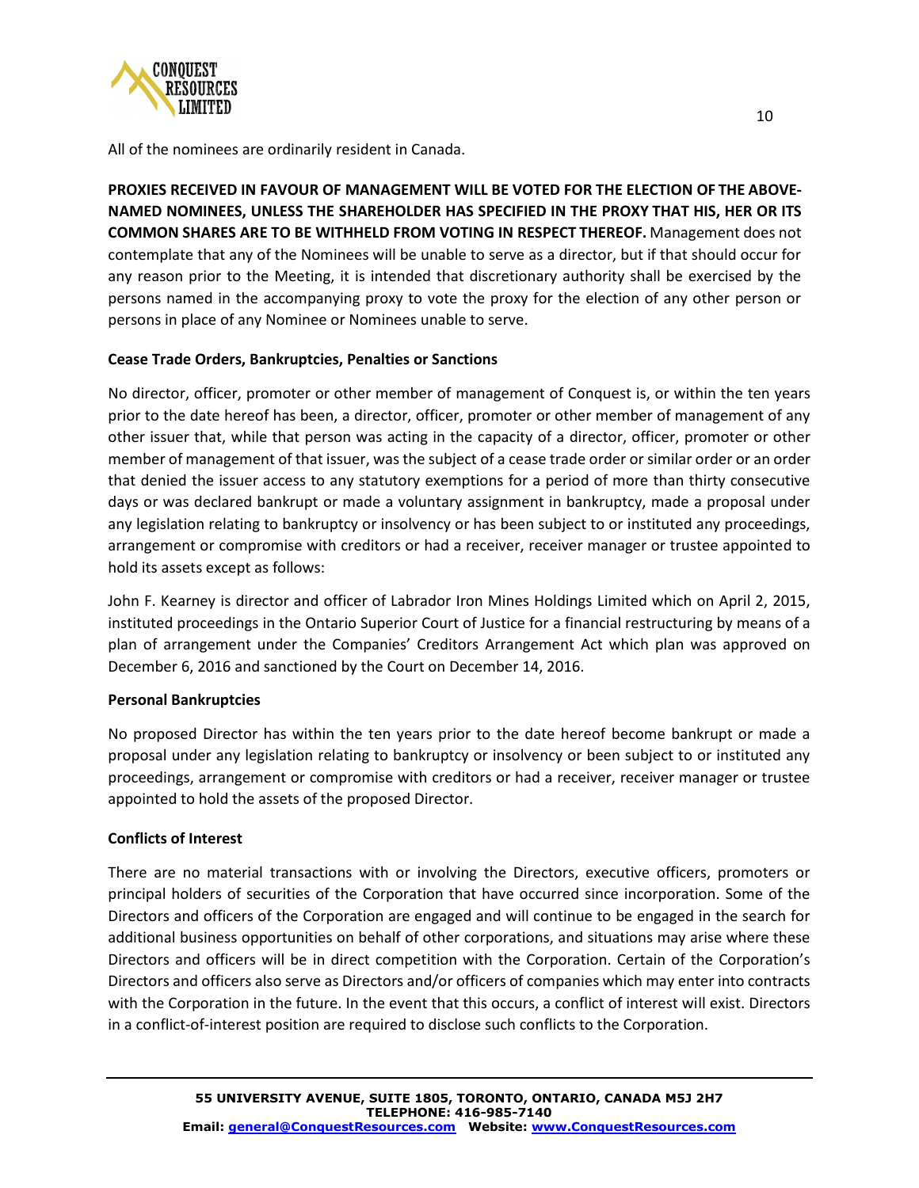All of the nominees are ordinarily resident in Canada.

**PROXIES RECEIVED IN FAVOUR OF MANAGEMENT WILL BE VOTED FOR THE ELECTION OF THE ABOVE-NAMED NOMINEES, UNLESS THE SHAREHOLDER HAS SPECIFIED IN THE PROXY THAT HIS, HER OR ITS COMMON SHARES ARE TO BE WITHHELD FROM VOTING IN RESPECT THEREOF.** Management does not contemplate that any of the Nominees will be unable to serve as a director, but if that should occur for any reason prior to the Meeting, it is intended that discretionary authority shall be exercised by the persons named in the accompanying proxy to vote the proxy for the election of any other person or persons in place of any Nominee or Nominees unable to serve.

**Cease Trade Orders, Bankruptcies, Penalties or Sanctions**

No director, officer, promoter or other member of management of Conquest is, or within the ten years prior to the date hereof has been, a director, officer, promoter or other member of management of any other issuer that, while that person was acting in the capacity of a director, officer, promoter or other member of management of that issuer, was the subject of a cease trade order or similar order or an order that denied the issuer access to any statutory exemptions for a period of more than thirty consecutive days or was declared bankrupt or made a voluntary assignment in bankruptcy, made a proposal under any legislation relating to bankruptcy or insolvency or has been subject to or instituted any proceedings, arrangement or compromise with creditors or had a receiver, receiver manager or trustee appointed to hold its assets except as follows:

John F. Kearney is director and officer of Labrador Iron Mines Holdings Limited which on April 2, 2015, instituted proceedings in the Ontario Superior Court of Justice for a financial restructuring by means of a plan of arrangement under the Companies' Creditors Arrangement Act which plan was approved on December 6, 2016 and sanctioned by the Court on December 14, 2016.

**Personal Bankruptcies**

No proposed Director has within the ten years prior to the date hereof become bankrupt or made a proposal under any legislation relating to bankruptcy or insolvency or been subject to or instituted any proceedings, arrangement or compromise with creditors or had a receiver, receiver manager or trustee appointed to hold the assets of the proposed Director.

**Conflicts of Interest**

There are no material transactions with or involving the Directors, executive officers, promoters or principal holders of securities of the Corporation that have occurred since incorporation. Some of the Directors and officers of the Corporation are engaged and will continue to be engaged in the search for additional business opportunities on behalf of other corporations, and situations may arise where these Directors and officers will be in direct competition with the Corporation. Certain of the Corporation's Directors and officers also serve as Directors and/or officers of companies which may enter into contracts with the Corporation in the future. In the event that this occurs, a conflict of interest will exist. Directors in a conflict-of-interest position are required to disclose such conflicts to the Corporation.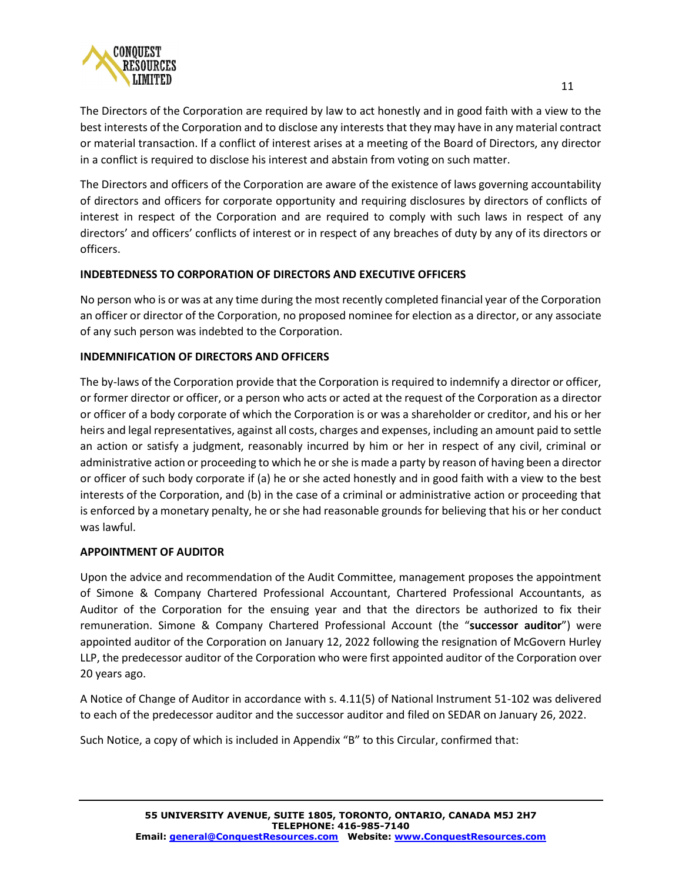The Directors of the Corporation are required by law to act honestly and in good faith with a view to the best interests of the Corporation and to disclose any interests that they may have in any material contract or material transaction. If a conflict of interest arises at a meeting of the Board of Directors, any director in a conflict is required to disclose his interest and abstain from voting on such matter.

The Directors and officers of the Corporation are aware of the existence of laws governing accountability of directors and officers for corporate opportunity and requiring disclosures by directors of conflicts of interest in respect of the Corporation and are required to comply with such laws in respect of any directors' and officers' conflicts of interest or in respect of any breaches of duty by any of its directors or officers.

## INDEBTEDNESS TO CORPORATION OF DIRECTORS AND EXECUTIVE OFFICERS

No person who is or was at any time during the most recently completed financial year of the Corporation an officer or director of the Corporation, no proposed nominee for election as a director, or any associate of any such person was indebted to the Corporation.

## INDEMNIFICATION OF DIRECTORS AND OFFICERS

The by-laws of the Corporation provide that the Corporation is required to indemnify a director or officer, or former director or officer, or a person who acts or acted at the request of the Corporation as a director or officer of a body corporate of which the Corporation is or was a shareholder or creditor, and his or her heirs and legal representatives, against all costs, charges and expenses, including an amount paid to settle an action or satisfy a judgment, reasonably incurred by him or her in respect of any civil, criminal or administrative action or proceeding to which he or she is made a party by reason of having been a director or officer of such body corporate if (a) he or she acted honestly and in good faith with a view to the best interests of the Corporation, and (b) in the case of a criminal or administrative action or proceeding that is enforced by a monetary penalty, he or she had reasonable grounds for believing that his or her conduct was lawful.

## APPOINTMENT OF AUDITOR

Upon the advice and recommendation of the Audit Committee, management proposes the appointment of Simone & Company Chartered Professional Accountant, Chartered Professional Accountants, as Auditor of the Corporation for the ensuing year and that the directors be authorized to fix their remuneration. Simone & Company Chartered Professional Account (the "**successor auditor**") were appointed auditor of the Corporation on January 12, 2022 following the resignation of McGovern Hurley LLP, the predecessor auditor of the Corporation who were first appointed auditor of the Corporation over 20 years ago.

A Notice of Change of Auditor in accordance with s. 4.11(5) of National Instrument 51-102 was delivered to each of the predecessor auditor and the successor auditor and filed on SEDAR on January 26, 2022.

Such Notice, a copy of which is included in Appendix "B" to this Circular, confirmed that: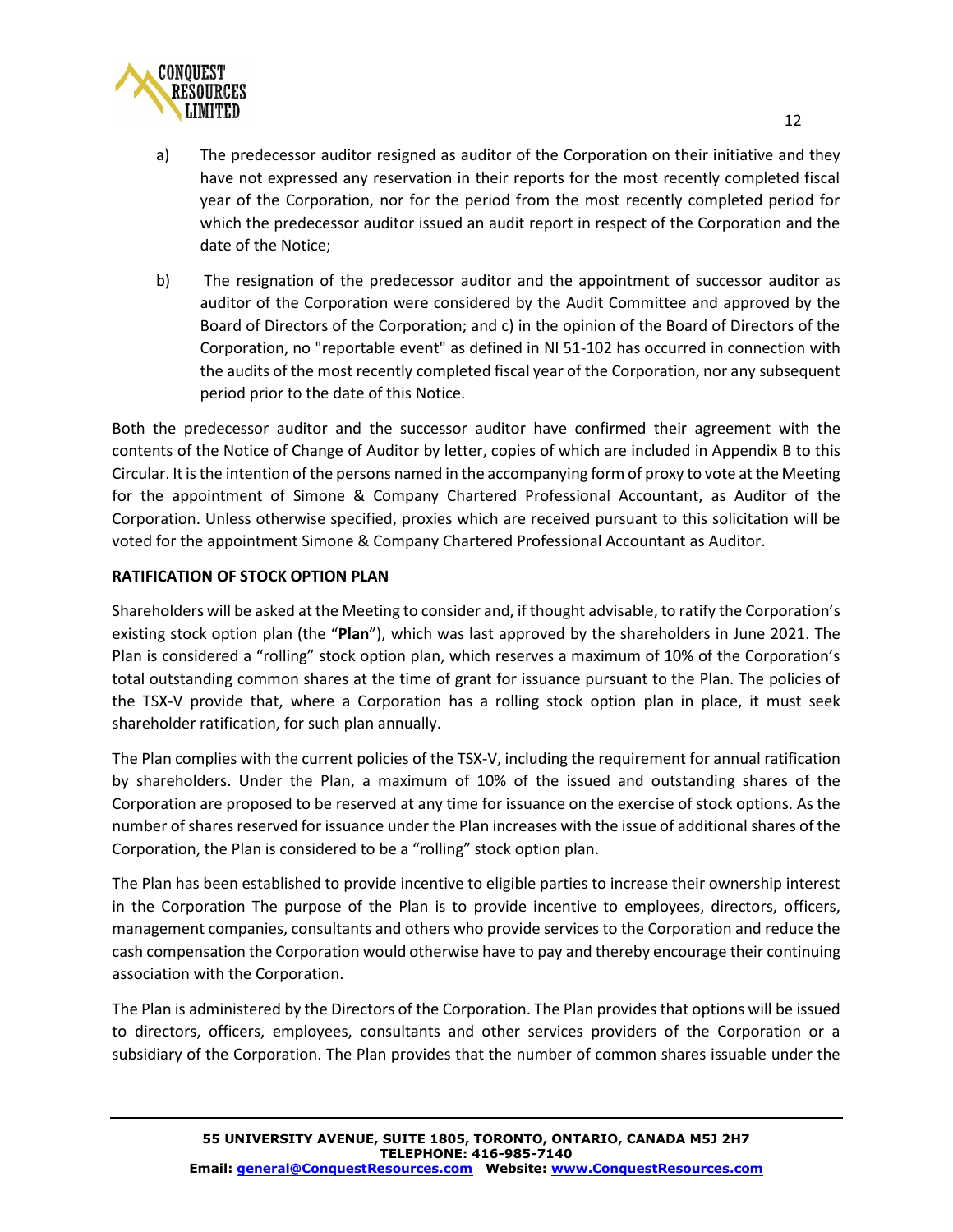a) The predecessor auditor resigned as auditor of the Corporation on their initiative and they have not expressed any reservation in their reports for the most recently completed fiscal year of the Corporation, nor for the period from the most recently completed period for which the predecessor auditor issued an audit report in respect of the Corporation and the date of the Notice;

b) The resignation of the predecessor auditor and the appointment of successor auditor as auditor of the Corporation were considered by the Audit Committee and approved by the Board of Directors of the Corporation; and c) in the opinion of the Board of Directors of the Corporation, no "reportable event" as defined in NI 51-102 has occurred in connection with the audits of the most recently completed fiscal year of the Corporation, nor any subsequent period prior to the date of this Notice.

Both the predecessor auditor and the successor auditor have confirmed their agreement with the contents of the Notice of Change of Auditor by letter, copies of which are included in Appendix B to this Circular. It is the intention of the persons named in the accompanying form of proxy to vote at the Meeting for the appointment of Simone & Company Chartered Professional Accountant, as Auditor of the Corporation. Unless otherwise specified, proxies which are received pursuant to this solicitation will be voted for the appointment Simone & Company Chartered Professional Accountant as Auditor.

**RATIFICATION OF STOCK OPTION PLAN**

Shareholders will be asked at the Meeting to consider and, if thought advisable, to ratify the Corporation's existing stock option plan (the "**Plan**"), which was last approved by the shareholders in June 2021. The Plan is considered a "rolling" stock option plan, which reserves a maximum of 10% of the Corporation's total outstanding common shares at the time of grant for issuance pursuant to the Plan. The policies of the TSX-V provide that, where a Corporation has a rolling stock option plan in place, it must seek shareholder ratification, for such plan annually.

The Plan complies with the current policies of the TSX-V, including the requirement for annual ratification by shareholders. Under the Plan, a maximum of 10% of the issued and outstanding shares of the Corporation are proposed to be reserved at any time for issuance on the exercise of stock options. As the number of shares reserved for issuance under the Plan increases with the issue of additional shares of the Corporation, the Plan is considered to be a "rolling" stock option plan.

The Plan has been established to provide incentive to eligible parties to increase their ownership interest in the Corporation The purpose of the Plan is to provide incentive to employees, directors, officers, management companies, consultants and others who provide services to the Corporation and reduce the cash compensation the Corporation would otherwise have to pay and thereby encourage their continuing association with the Corporation.

The Plan is administered by the Directors of the Corporation. The Plan provides that options will be issued to directors, officers, employees, consultants and other services providers of the Corporation or a subsidiary of the Corporation. The Plan provides that the number of common shares issuable under the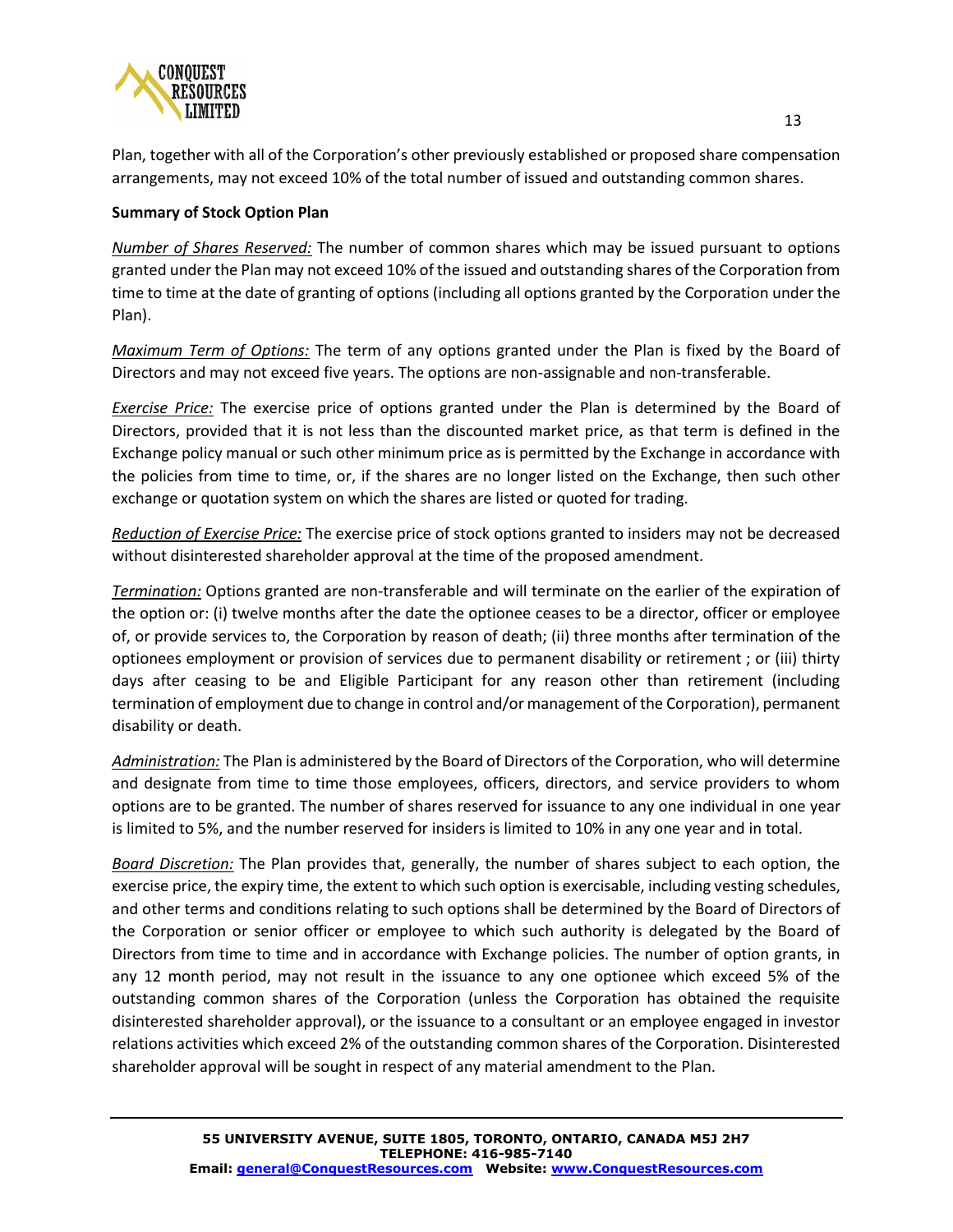Plan, together with all of the Corporation's other previously established or proposed share compensation arrangements, may not exceed 10% of the total number of issued and outstanding common shares.

**Summary of Stock Option Plan**

*Number of Shares Reserved:* The number of common shares which may be issued pursuant to options granted under the Plan may not exceed 10% of the issued and outstanding shares of the Corporation from time to time at the date of granting of options (including all options granted by the Corporation under the Plan).

*Maximum Term of Options:* The term of any options granted under the Plan is fixed by the Board of Directors and may not exceed five years. The options are non-assignable and non-transferable.

*Exercise Price:* The exercise price of options granted under the Plan is determined by the Board of Directors, provided that it is not less than the discounted market price, as that term is defined in the Exchange policy manual or such other minimum price as is permitted by the Exchange in accordance with the policies from time to time, or, if the shares are no longer listed on the Exchange, then such other exchange or quotation system on which the shares are listed or quoted for trading.

*Reduction of Exercise Price:* The exercise price of stock options granted to insiders may not be decreased without disinterested shareholder approval at the time of the proposed amendment.

*Termination:* Options granted are non-transferable and will terminate on the earlier of the expiration of the option or: (i) twelve months after the date the optionee ceases to be a director, officer or employee of, or provide services to, the Corporation by reason of death; (ii) three months after termination of the optionees employment or provision of services due to permanent disability or retirement ; or (iii) thirty days after ceasing to be and Eligible Participant for any reason other than retirement (including termination of employment due to change in control and/or management of the Corporation), permanent disability or death.

*Administration:* The Plan is administered by the Board of Directors of the Corporation, who will determine and designate from time to time those employees, officers, directors, and service providers to whom options are to be granted. The number of shares reserved for issuance to any one individual in one year is limited to 5%, and the number reserved for insiders is limited to 10% in any one year and in total.

*Board Discretion:* The Plan provides that, generally, the number of shares subject to each option, the exercise price, the expiry time, the extent to which such option is exercisable, including vesting schedules, and other terms and conditions relating to such options shall be determined by the Board of Directors of the Corporation or senior officer or employee to which such authority is delegated by the Board of Directors from time to time and in accordance with Exchange policies. The number of option grants, in any 12 month period, may not result in the issuance to any one optionee which exceed 5% of the outstanding common shares of the Corporation (unless the Corporation has obtained the requisite disinterested shareholder approval), or the issuance to a consultant or an employee engaged in investor relations activities which exceed 2% of the outstanding common shares of the Corporation. Disinterested shareholder approval will be sought in respect of any material amendment to the Plan.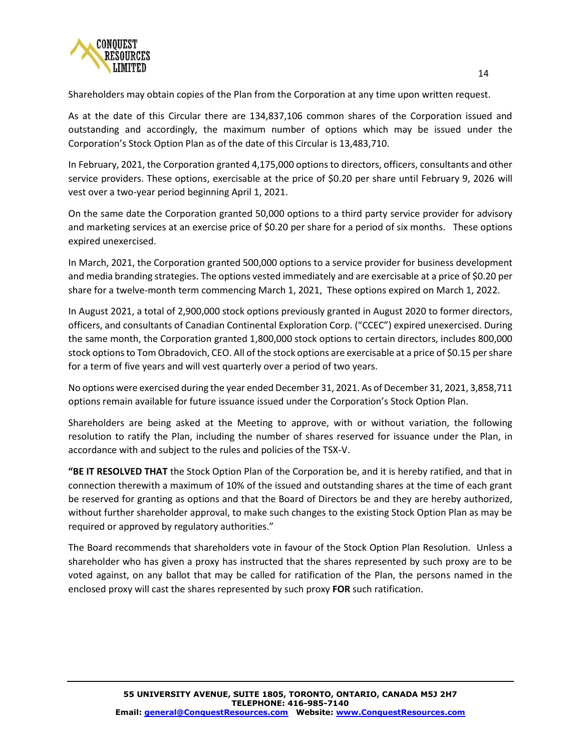Shareholders may obtain copies of the Plan from the Corporation at any time upon written request.

As at the date of this Circular there are 134,837,106 common shares of the Corporation issued and outstanding and accordingly, the maximum number of options which may be issued under the Corporation's Stock Option Plan as of the date of this Circular is 13,483,710.

In February, 2021, the Corporation granted 4,175,000 options to directors, officers, consultants and other service providers. These options, exercisable at the price of $0.20 per share until February 9, 2026 will vest over a two-year period beginning April 1, 2021.

On the same date the Corporation granted 50,000 options to a third party service provider for advisory and marketing services at an exercise price of $0.20 per share for a period of six months. These options expired unexercised.

In March, 2021, the Corporation granted 500,000 options to a service provider for business development and media branding strategies. The options vested immediately and are exercisable at a price of $0.20 per share for a twelve-month term commencing March 1, 2021, These options expired on March 1, 2022.

In August 2021, a total of 2,900,000 stock options previously granted in August 2020 to former directors, officers, and consultants of Canadian Continental Exploration Corp. ("CCEC") expired unexercised. During the same month, the Corporation granted 1,800,000 stock options to certain directors, includes 800,000 stock options to Tom Obradovich, CEO. All of the stock options are exercisable at a price of $0.15 per share for a term of five years and will vest quarterly over a period of two years.

No options were exercised during the year ended December 31, 2021. As of December 31, 2021, 3,858,711 options remain available for future issuance issued under the Corporation's Stock Option Plan.

Shareholders are being asked at the Meeting to approve, with or without variation, the following resolution to ratify the Plan, including the number of shares reserved for issuance under the Plan, in accordance with and subject to the rules and policies of the TSX-V.

**"BE IT RESOLVED THAT** the Stock Option Plan of the Corporation be, and it is hereby ratified, and that in connection therewith a maximum of 10% of the issued and outstanding shares at the time of each grant be reserved for granting as options and that the Board of Directors be and they are hereby authorized, without further shareholder approval, to make such changes to the existing Stock Option Plan as may be required or approved by regulatory authorities."

The Board recommends that shareholders vote in favour of the Stock Option Plan Resolution. Unless a shareholder who has given a proxy has instructed that the shares represented by such proxy are to be voted against, on any ballot that may be called for ratification of the Plan, the persons named in the enclosed proxy will cast the shares represented by such proxy **FOR** such ratification.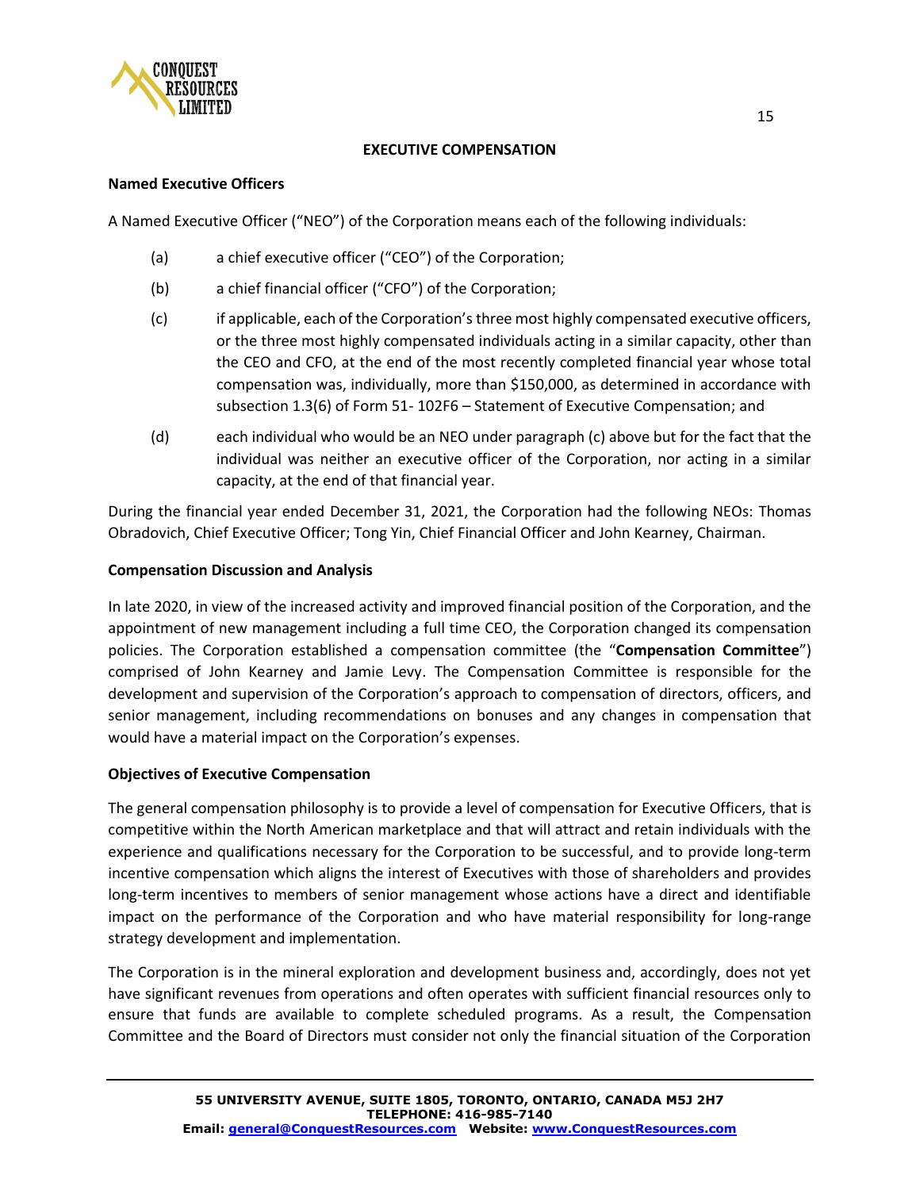## EXECUTIVE COMPENSATION

### Named Executive Officers

A Named Executive Officer ("NEO") of the Corporation means each of the following individuals:

(a) a chief executive officer ("CEO") of the Corporation;

(b) a chief financial officer ("CFO") of the Corporation;

(c) if applicable, each of the Corporation's three most highly compensated executive officers, or the three most highly compensated individuals acting in a similar capacity, other than the CEO and CFO, at the end of the most recently completed financial year whose total compensation was, individually, more than $150,000, as determined in accordance with subsection 1.3(6) of Form 51- 102F6 – Statement of Executive Compensation; and

(d) each individual who would be an NEO under paragraph (c) above but for the fact that the individual was neither an executive officer of the Corporation, nor acting in a similar capacity, at the end of that financial year.

During the financial year ended December 31, 2021, the Corporation had the following NEOs: Thomas Obradovich, Chief Executive Officer; Tong Yin, Chief Financial Officer and John Kearney, Chairman.

### Compensation Discussion and Analysis

In late 2020, in view of the increased activity and improved financial position of the Corporation, and the appointment of new management including a full time CEO, the Corporation changed its compensation policies. The Corporation established a compensation committee (the "**Compensation Committee**") comprised of John Kearney and Jamie Levy. The Compensation Committee is responsible for the development and supervision of the Corporation's approach to compensation of directors, officers, and senior management, including recommendations on bonuses and any changes in compensation that would have a material impact on the Corporation's expenses.

### Objectives of Executive Compensation

The general compensation philosophy is to provide a level of compensation for Executive Officers, that is competitive within the North American marketplace and that will attract and retain individuals with the experience and qualifications necessary for the Corporation to be successful, and to provide long-term incentive compensation which aligns the interest of Executives with those of shareholders and provides long-term incentives to members of senior management whose actions have a direct and identifiable impact on the performance of the Corporation and who have material responsibility for long-range strategy development and implementation.

The Corporation is in the mineral exploration and development business and, accordingly, does not yet have significant revenues from operations and often operates with sufficient financial resources only to ensure that funds are available to complete scheduled programs. As a result, the Compensation Committee and the Board of Directors must consider not only the financial situation of the Corporation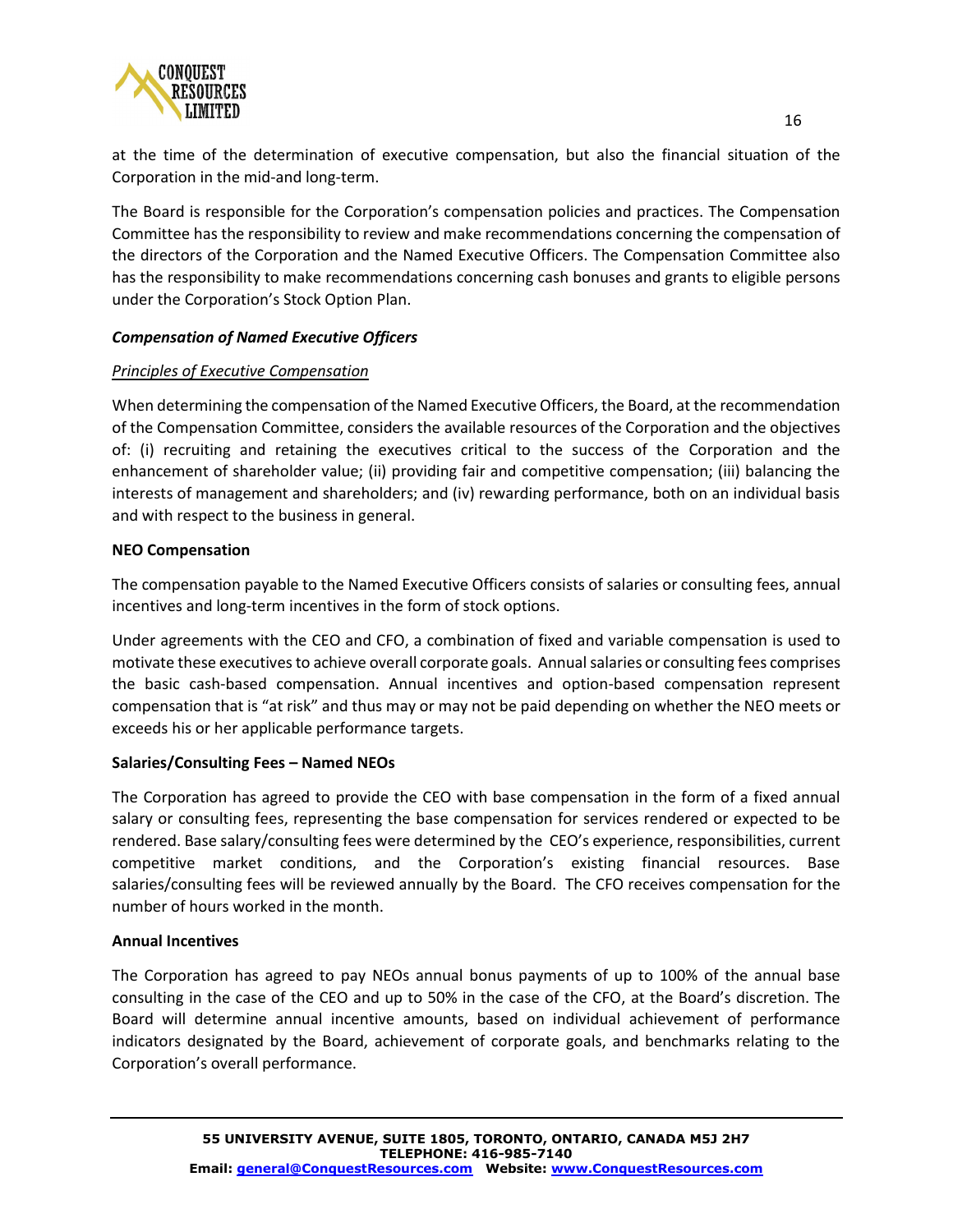at the time of the determination of executive compensation, but also the financial situation of the Corporation in the mid-and long-term.

The Board is responsible for the Corporation's compensation policies and practices. The Compensation Committee has the responsibility to review and make recommendations concerning the compensation of the directors of the Corporation and the Named Executive Officers. The Compensation Committee also has the responsibility to make recommendations concerning cash bonuses and grants to eligible persons under the Corporation's Stock Option Plan.

***Compensation of Named Executive Officers***

*Principles of Executive Compensation*

When determining the compensation of the Named Executive Officers, the Board, at the recommendation of the Compensation Committee, considers the available resources of the Corporation and the objectives of: (i) recruiting and retaining the executives critical to the success of the Corporation and the enhancement of shareholder value; (ii) providing fair and competitive compensation; (iii) balancing the interests of management and shareholders; and (iv) rewarding performance, both on an individual basis and with respect to the business in general.

**NEO Compensation**

The compensation payable to the Named Executive Officers consists of salaries or consulting fees, annual incentives and long-term incentives in the form of stock options.

Under agreements with the CEO and CFO, a combination of fixed and variable compensation is used to motivate these executives to achieve overall corporate goals. Annual salaries or consulting fees comprises the basic cash-based compensation. Annual incentives and option-based compensation represent compensation that is "at risk" and thus may or may not be paid depending on whether the NEO meets or exceeds his or her applicable performance targets.

**Salaries/Consulting Fees – Named NEOs**

The Corporation has agreed to provide the CEO with base compensation in the form of a fixed annual salary or consulting fees, representing the base compensation for services rendered or expected to be rendered. Base salary/consulting fees were determined by the CEO's experience, responsibilities, current competitive market conditions, and the Corporation's existing financial resources. Base salaries/consulting fees will be reviewed annually by the Board. The CFO receives compensation for the number of hours worked in the month.

**Annual Incentives**

The Corporation has agreed to pay NEOs annual bonus payments of up to 100% of the annual base consulting in the case of the CEO and up to 50% in the case of the CFO, at the Board's discretion. The Board will determine annual incentive amounts, based on individual achievement of performance indicators designated by the Board, achievement of corporate goals, and benchmarks relating to the Corporation's overall performance.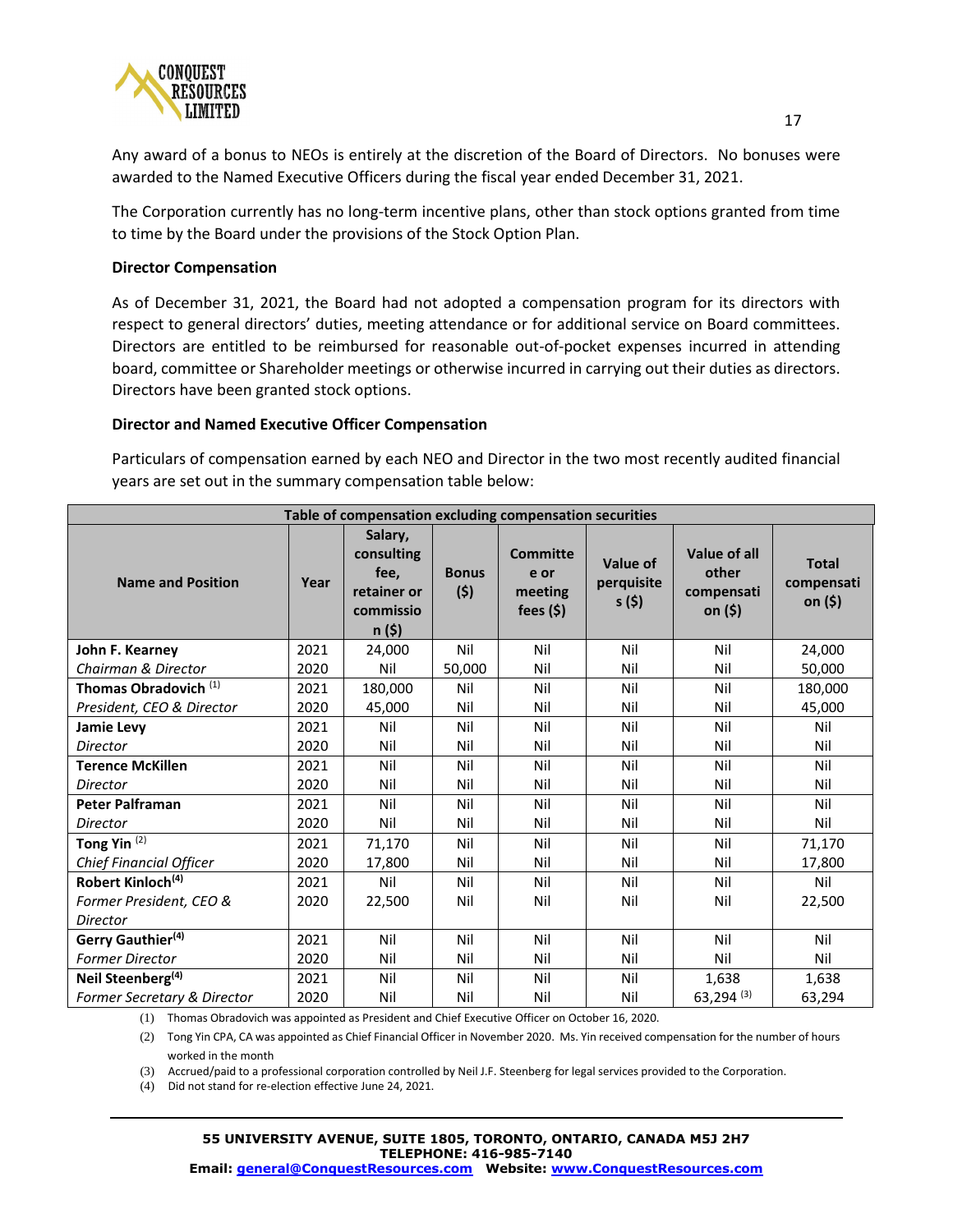Any award of a bonus to NEOs is entirely at the discretion of the Board of Directors. No bonuses were awarded to the Named Executive Officers during the fiscal year ended December 31, 2021.

The Corporation currently has no long-term incentive plans, other than stock options granted from time to time by the Board under the provisions of the Stock Option Plan.

**Director Compensation**

As of December 31, 2021, the Board had not adopted a compensation program for its directors with respect to general directors' duties, meeting attendance or for additional service on Board committees. Directors are entitled to be reimbursed for reasonable out-of-pocket expenses incurred in attending board, committee or Shareholder meetings or otherwise incurred in carrying out their duties as directors. Directors have been granted stock options.

**Director and Named Executive Officer Compensation**

Particulars of compensation earned by each NEO and Director in the two most recently audited financial years are set out in the summary compensation table below:

| Table of compensation excluding compensation securities | | | | | | | |
|---|---|---|---|---|---|---|---|
| **Name and Position** | **Year** | **Salary, consulting fee, retainer or commission ($)** | **Bonus ($)** | **Committee or meeting fees ($)** | **Value of perquisites ($)** | **Value of all other compensation ($)** | **Total compensation ($)** |
| **John F. Kearney** | 2021 | 24,000 | Nil | Nil | Nil | Nil | 24,000 |
| *Chairman & Director* | 2020 | Nil | 50,000 | Nil | Nil | Nil | 50,000 |
| **Thomas Obradovich** (1) | 2021 | 180,000 | Nil | Nil | Nil | Nil | 180,000 |
| *President, CEO & Director* | 2020 | 45,000 | Nil | Nil | Nil | Nil | 45,000 |
| **Jamie Levy** | 2021 | Nil | Nil | Nil | Nil | Nil | Nil |
| *Director* | 2020 | Nil | Nil | Nil | Nil | Nil | Nil |
| **Terence McKillen** | 2021 | Nil | Nil | Nil | Nil | Nil | Nil |
| *Director* | 2020 | Nil | Nil | Nil | Nil | Nil | Nil |
| **Peter Palframan** | 2021 | Nil | Nil | Nil | Nil | Nil | Nil |
| *Director* | 2020 | Nil | Nil | Nil | Nil | Nil | Nil |
| **Tong Yin** (2) | 2021 | 71,170 | Nil | Nil | Nil | Nil | 71,170 |
| *Chief Financial Officer* | 2020 | 17,800 | Nil | Nil | Nil | Nil | 17,800 |
| **Robert Kinloch**(4) | 2021 | Nil | Nil | Nil | Nil | Nil | Nil |
| *Former President, CEO & Director* | 2020 | 22,500 | Nil | Nil | Nil | Nil | 22,500 |
| **Gerry Gauthier**(4) | 2021 | Nil | Nil | Nil | Nil | Nil | Nil |
| *Former Director* | 2020 | Nil | Nil | Nil | Nil | Nil | Nil |
| **Neil Steenberg**(4) | 2021 | Nil | Nil | Nil | Nil | 1,638 | 1,638 |
| *Former Secretary & Director* | 2020 | Nil | Nil | Nil | Nil | 63,294 (3) | 63,294 |

(1) Thomas Obradovich was appointed as President and Chief Executive Officer on October 16, 2020.

(2) Tong Yin CPA, CA was appointed as Chief Financial Officer in November 2020. Ms. Yin received compensation for the number of hours worked in the month

(3) Accrued/paid to a professional corporation controlled by Neil J.F. Steenberg for legal services provided to the Corporation.

(4) Did not stand for re-election effective June 24, 2021.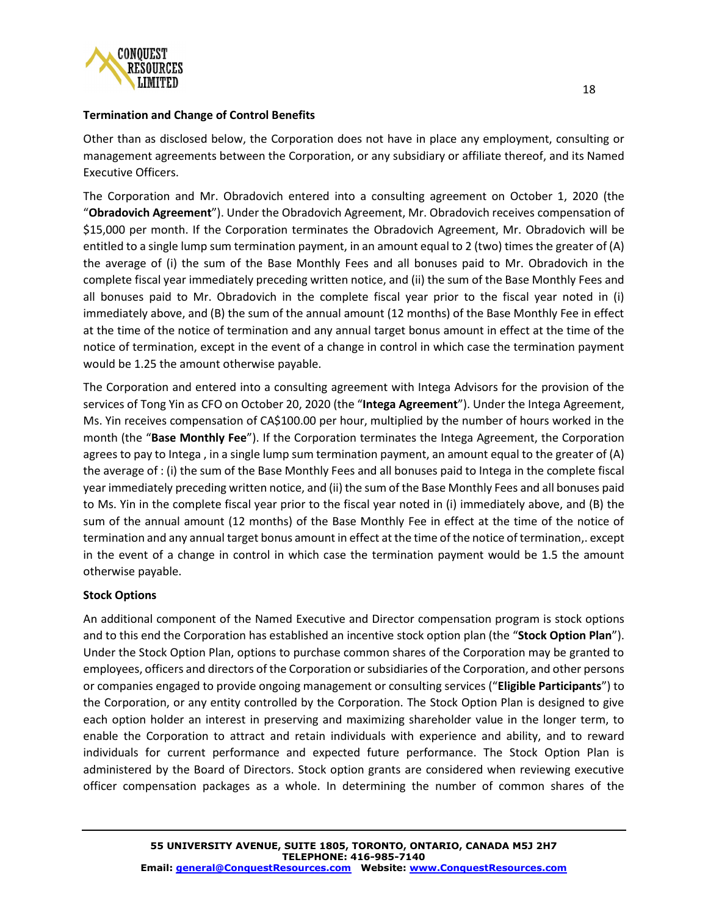#### Termination and Change of Control Benefits

Other than as disclosed below, the Corporation does not have in place any employment, consulting or management agreements between the Corporation, or any subsidiary or affiliate thereof, and its Named Executive Officers.

The Corporation and Mr. Obradovich entered into a consulting agreement on October 1, 2020 (the "**Obradovich Agreement**"). Under the Obradovich Agreement, Mr. Obradovich receives compensation of $15,000 per month. If the Corporation terminates the Obradovich Agreement, Mr. Obradovich will be entitled to a single lump sum termination payment, in an amount equal to 2 (two) times the greater of (A) the average of (i) the sum of the Base Monthly Fees and all bonuses paid to Mr. Obradovich in the complete fiscal year immediately preceding written notice, and (ii) the sum of the Base Monthly Fees and all bonuses paid to Mr. Obradovich in the complete fiscal year prior to the fiscal year noted in (i) immediately above, and (B) the sum of the annual amount (12 months) of the Base Monthly Fee in effect at the time of the notice of termination and any annual target bonus amount in effect at the time of the notice of termination, except in the event of a change in control in which case the termination payment would be 1.25 the amount otherwise payable.

The Corporation and entered into a consulting agreement with Intega Advisors for the provision of the services of Tong Yin as CFO on October 20, 2020 (the "**Intega Agreement**"). Under the Intega Agreement, Ms. Yin receives compensation of CA$100.00 per hour, multiplied by the number of hours worked in the month (the "**Base Monthly Fee**"). If the Corporation terminates the Intega Agreement, the Corporation agrees to pay to Intega , in a single lump sum termination payment, an amount equal to the greater of (A) the average of : (i) the sum of the Base Monthly Fees and all bonuses paid to Intega in the complete fiscal year immediately preceding written notice, and (ii) the sum of the Base Monthly Fees and all bonuses paid to Ms. Yin in the complete fiscal year prior to the fiscal year noted in (i) immediately above, and (B) the sum of the annual amount (12 months) of the Base Monthly Fee in effect at the time of the notice of termination and any annual target bonus amount in effect at the time of the notice of termination,. except in the event of a change in control in which case the termination payment would be 1.5 the amount otherwise payable.

#### Stock Options

An additional component of the Named Executive and Director compensation program is stock options and to this end the Corporation has established an incentive stock option plan (the "**Stock Option Plan**"). Under the Stock Option Plan, options to purchase common shares of the Corporation may be granted to employees, officers and directors of the Corporation or subsidiaries of the Corporation, and other persons or companies engaged to provide ongoing management or consulting services ("**Eligible Participants**") to the Corporation, or any entity controlled by the Corporation. The Stock Option Plan is designed to give each option holder an interest in preserving and maximizing shareholder value in the longer term, to enable the Corporation to attract and retain individuals with experience and ability, and to reward individuals for current performance and expected future performance. The Stock Option Plan is administered by the Board of Directors. Stock option grants are considered when reviewing executive officer compensation packages as a whole. In determining the number of common shares of the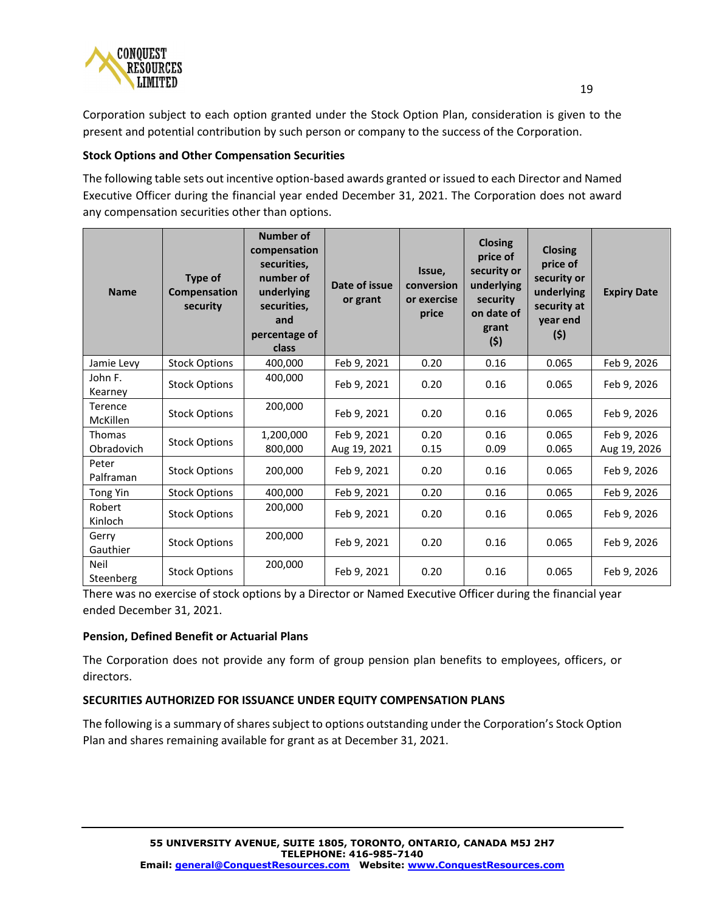Corporation subject to each option granted under the Stock Option Plan, consideration is given to the present and potential contribution by such person or company to the success of the Corporation.

**Stock Options and Other Compensation Securities**

The following table sets out incentive option-based awards granted or issued to each Director and Named Executive Officer during the financial year ended December 31, 2021. The Corporation does not award any compensation securities other than options.

| Name | Type of Compensation security | Number of compensation securities, number of underlying securities, and percentage of class | Date of issue or grant | Issue, conversion or exercise price | Closing price of security or underlying security on date of grant ($) | Closing price of security or underlying security at year end ($) | Expiry Date |
|---|---|---|---|---|---|---|---|
| Jamie Levy | Stock Options | 400,000 | Feb 9, 2021 | 0.20 | 0.16 | 0.065 | Feb 9, 2026 |
| John F. Kearney | Stock Options | 400,000 | Feb 9, 2021 | 0.20 | 0.16 | 0.065 | Feb 9, 2026 |
| Terence McKillen | Stock Options | 200,000 | Feb 9, 2021 | 0.20 | 0.16 | 0.065 | Feb 9, 2026 |
| Thomas Obradovich | Stock Options | 1,200,000<br>800,000 | Feb 9, 2021<br>Aug 19, 2021 | 0.20<br>0.15 | 0.16<br>0.09 | 0.065<br>0.065 | Feb 9, 2026<br>Aug 19, 2026 |
| Peter Palframan | Stock Options | 200,000 | Feb 9, 2021 | 0.20 | 0.16 | 0.065 | Feb 9, 2026 |
| Tong Yin | Stock Options | 400,000 | Feb 9, 2021 | 0.20 | 0.16 | 0.065 | Feb 9, 2026 |
| Robert Kinloch | Stock Options | 200,000 | Feb 9, 2021 | 0.20 | 0.16 | 0.065 | Feb 9, 2026 |
| Gerry Gauthier | Stock Options | 200,000 | Feb 9, 2021 | 0.20 | 0.16 | 0.065 | Feb 9, 2026 |
| Neil Steenberg | Stock Options | 200,000 | Feb 9, 2021 | 0.20 | 0.16 | 0.065 | Feb 9, 2026 |

There was no exercise of stock options by a Director or Named Executive Officer during the financial year ended December 31, 2021.

**Pension, Defined Benefit or Actuarial Plans**

The Corporation does not provide any form of group pension plan benefits to employees, officers, or directors.

**SECURITIES AUTHORIZED FOR ISSUANCE UNDER EQUITY COMPENSATION PLANS**

The following is a summary of shares subject to options outstanding under the Corporation's Stock Option Plan and shares remaining available for grant as at December 31, 2021.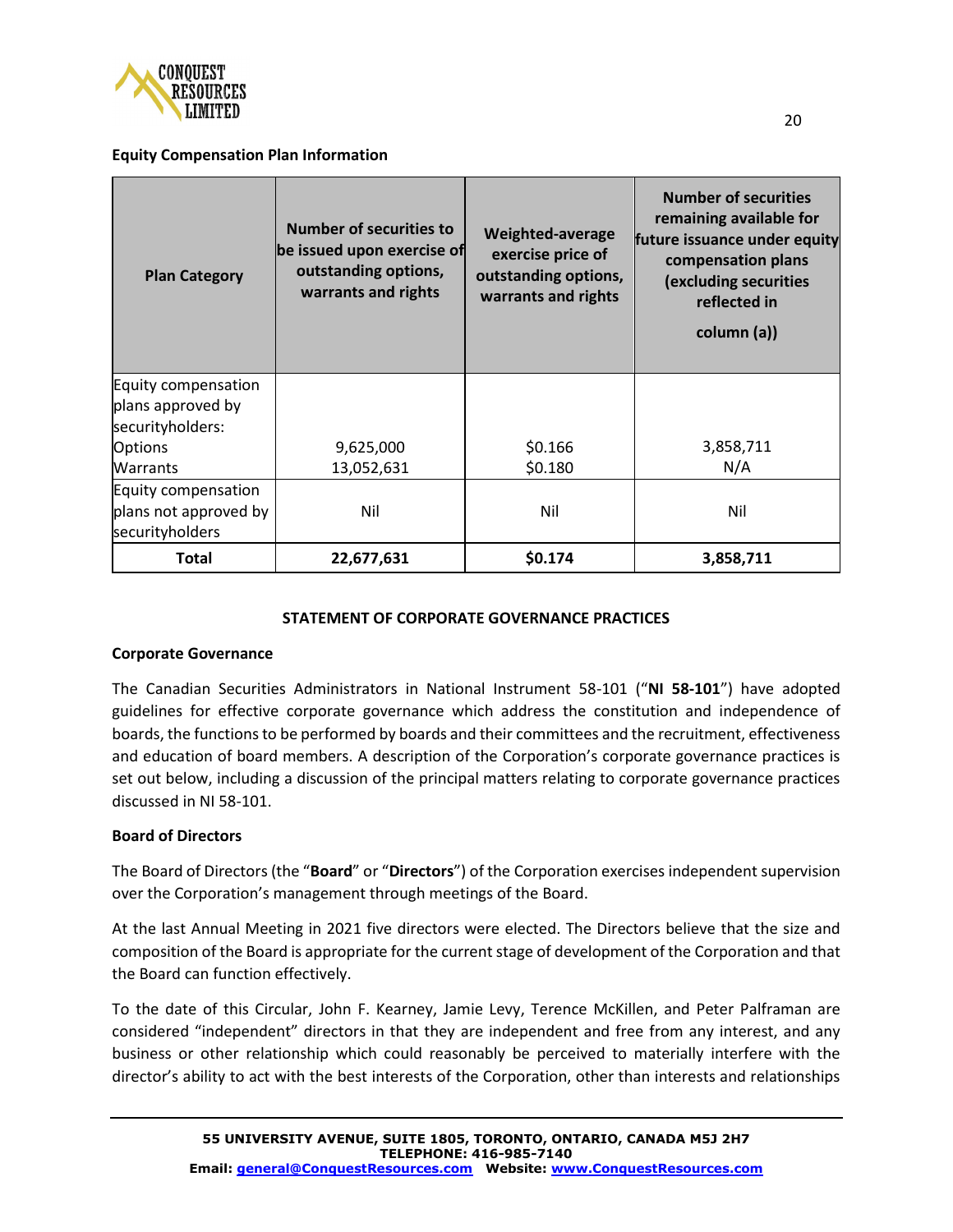**Equity Compensation Plan Information**

| Plan Category | Number of securities to be issued upon exercise of outstanding options, warrants and rights | Weighted-average exercise price of outstanding options, warrants and rights | Number of securities remaining available for future issuance under equity compensation plans (excluding securities reflected in column (a)) |
|---|---|---|---|
| Equity compensation plans approved by securityholders:<br>Options<br>Warrants | <br><br>9,625,000<br>13,052,631 | <br><br>$0.166<br>$0.180 | <br><br>3,858,711<br>N/A |
| Equity compensation plans not approved by securityholders | Nil | Nil | Nil |
| **Total** | **22,677,631** | **$0.174** | **3,858,711** |

## STATEMENT OF CORPORATE GOVERNANCE PRACTICES

**Corporate Governance**

The Canadian Securities Administrators in National Instrument 58-101 ("**NI 58-101**") have adopted guidelines for effective corporate governance which address the constitution and independence of boards, the functions to be performed by boards and their committees and the recruitment, effectiveness and education of board members. A description of the Corporation's corporate governance practices is set out below, including a discussion of the principal matters relating to corporate governance practices discussed in NI 58-101.

**Board of Directors**

The Board of Directors (the "**Board**" or "**Directors**") of the Corporation exercises independent supervision over the Corporation's management through meetings of the Board.

At the last Annual Meeting in 2021 five directors were elected. The Directors believe that the size and composition of the Board is appropriate for the current stage of development of the Corporation and that the Board can function effectively.

To the date of this Circular, John F. Kearney, Jamie Levy, Terence McKillen, and Peter Palframan are considered "independent" directors in that they are independent and free from any interest, and any business or other relationship which could reasonably be perceived to materially interfere with the director's ability to act with the best interests of the Corporation, other than interests and relationships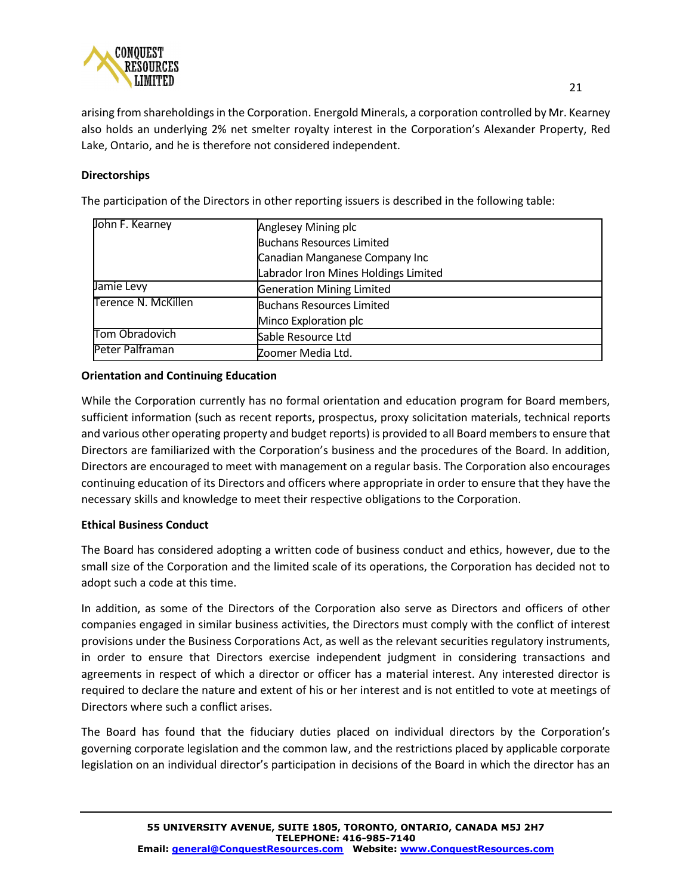arising from shareholdings in the Corporation. Energold Minerals, a corporation controlled by Mr. Kearney also holds an underlying 2% net smelter royalty interest in the Corporation's Alexander Property, Red Lake, Ontario, and he is therefore not considered independent.

**Directorships**

The participation of the Directors in other reporting issuers is described in the following table:

| | |
|---|---|
| John F. Kearney | Anglesey Mining plc<br>Buchans Resources Limited<br>Canadian Manganese Company Inc<br>Labrador Iron Mines Holdings Limited |
| Jamie Levy | Generation Mining Limited |
| Terence N. McKillen | Buchans Resources Limited<br>Minco Exploration plc |
| Tom Obradovich | Sable Resource Ltd |
| Peter Palframan | Zoomer Media Ltd. |

**Orientation and Continuing Education**

While the Corporation currently has no formal orientation and education program for Board members, sufficient information (such as recent reports, prospectus, proxy solicitation materials, technical reports and various other operating property and budget reports) is provided to all Board members to ensure that Directors are familiarized with the Corporation's business and the procedures of the Board. In addition, Directors are encouraged to meet with management on a regular basis. The Corporation also encourages continuing education of its Directors and officers where appropriate in order to ensure that they have the necessary skills and knowledge to meet their respective obligations to the Corporation.

**Ethical Business Conduct**

The Board has considered adopting a written code of business conduct and ethics, however, due to the small size of the Corporation and the limited scale of its operations, the Corporation has decided not to adopt such a code at this time.

In addition, as some of the Directors of the Corporation also serve as Directors and officers of other companies engaged in similar business activities, the Directors must comply with the conflict of interest provisions under the Business Corporations Act, as well as the relevant securities regulatory instruments, in order to ensure that Directors exercise independent judgment in considering transactions and agreements in respect of which a director or officer has a material interest. Any interested director is required to declare the nature and extent of his or her interest and is not entitled to vote at meetings of Directors where such a conflict arises.

The Board has found that the fiduciary duties placed on individual directors by the Corporation's governing corporate legislation and the common law, and the restrictions placed by applicable corporate legislation on an individual director's participation in decisions of the Board in which the director has an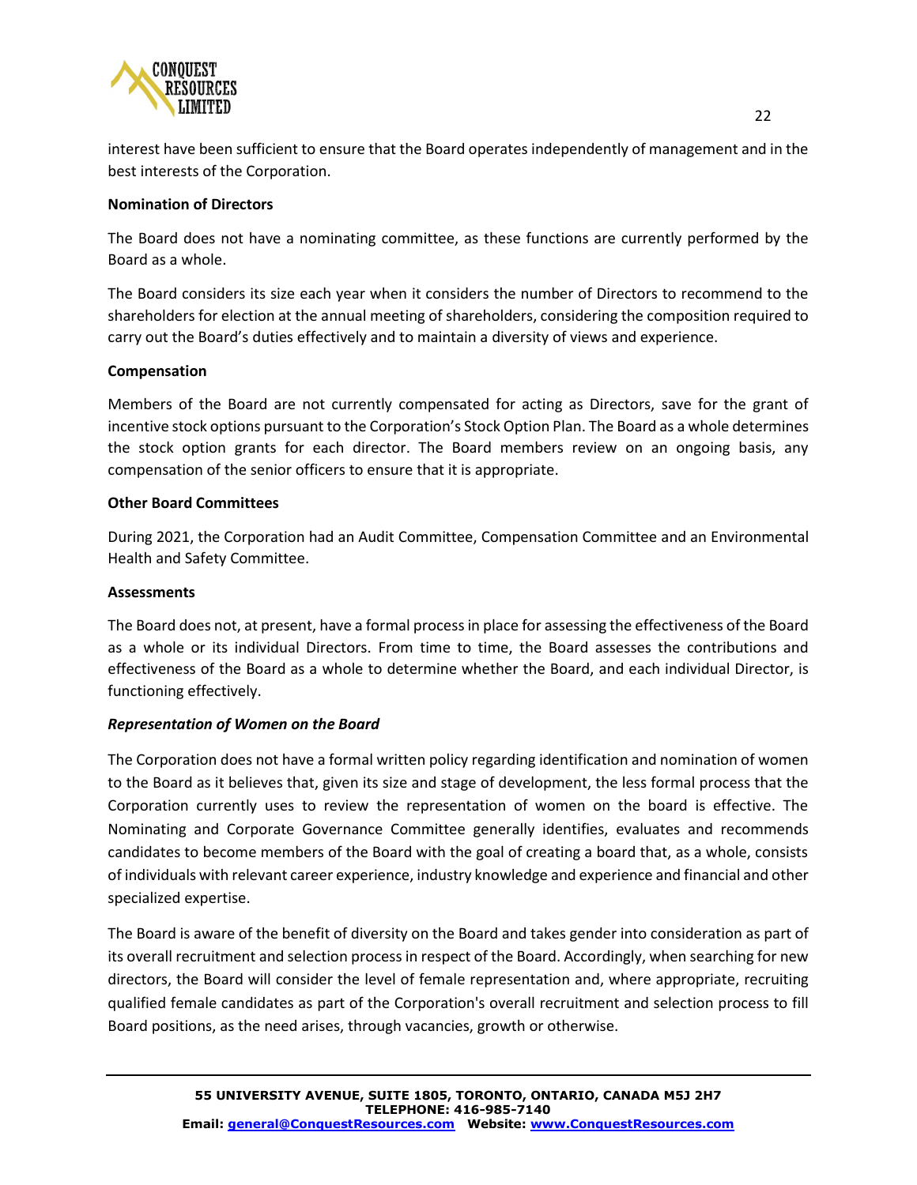interest have been sufficient to ensure that the Board operates independently of management and in the best interests of the Corporation.

**Nomination of Directors**

The Board does not have a nominating committee, as these functions are currently performed by the Board as a whole.

The Board considers its size each year when it considers the number of Directors to recommend to the shareholders for election at the annual meeting of shareholders, considering the composition required to carry out the Board's duties effectively and to maintain a diversity of views and experience.

**Compensation**

Members of the Board are not currently compensated for acting as Directors, save for the grant of incentive stock options pursuant to the Corporation's Stock Option Plan. The Board as a whole determines the stock option grants for each director. The Board members review on an ongoing basis, any compensation of the senior officers to ensure that it is appropriate.

**Other Board Committees**

During 2021, the Corporation had an Audit Committee, Compensation Committee and an Environmental Health and Safety Committee.

**Assessments**

The Board does not, at present, have a formal process in place for assessing the effectiveness of the Board as a whole or its individual Directors. From time to time, the Board assesses the contributions and effectiveness of the Board as a whole to determine whether the Board, and each individual Director, is functioning effectively.

***Representation of Women on the Board***

The Corporation does not have a formal written policy regarding identification and nomination of women to the Board as it believes that, given its size and stage of development, the less formal process that the Corporation currently uses to review the representation of women on the board is effective. The Nominating and Corporate Governance Committee generally identifies, evaluates and recommends candidates to become members of the Board with the goal of creating a board that, as a whole, consists of individuals with relevant career experience, industry knowledge and experience and financial and other specialized expertise.

The Board is aware of the benefit of diversity on the Board and takes gender into consideration as part of its overall recruitment and selection process in respect of the Board. Accordingly, when searching for new directors, the Board will consider the level of female representation and, where appropriate, recruiting qualified female candidates as part of the Corporation's overall recruitment and selection process to fill Board positions, as the need arises, through vacancies, growth or otherwise.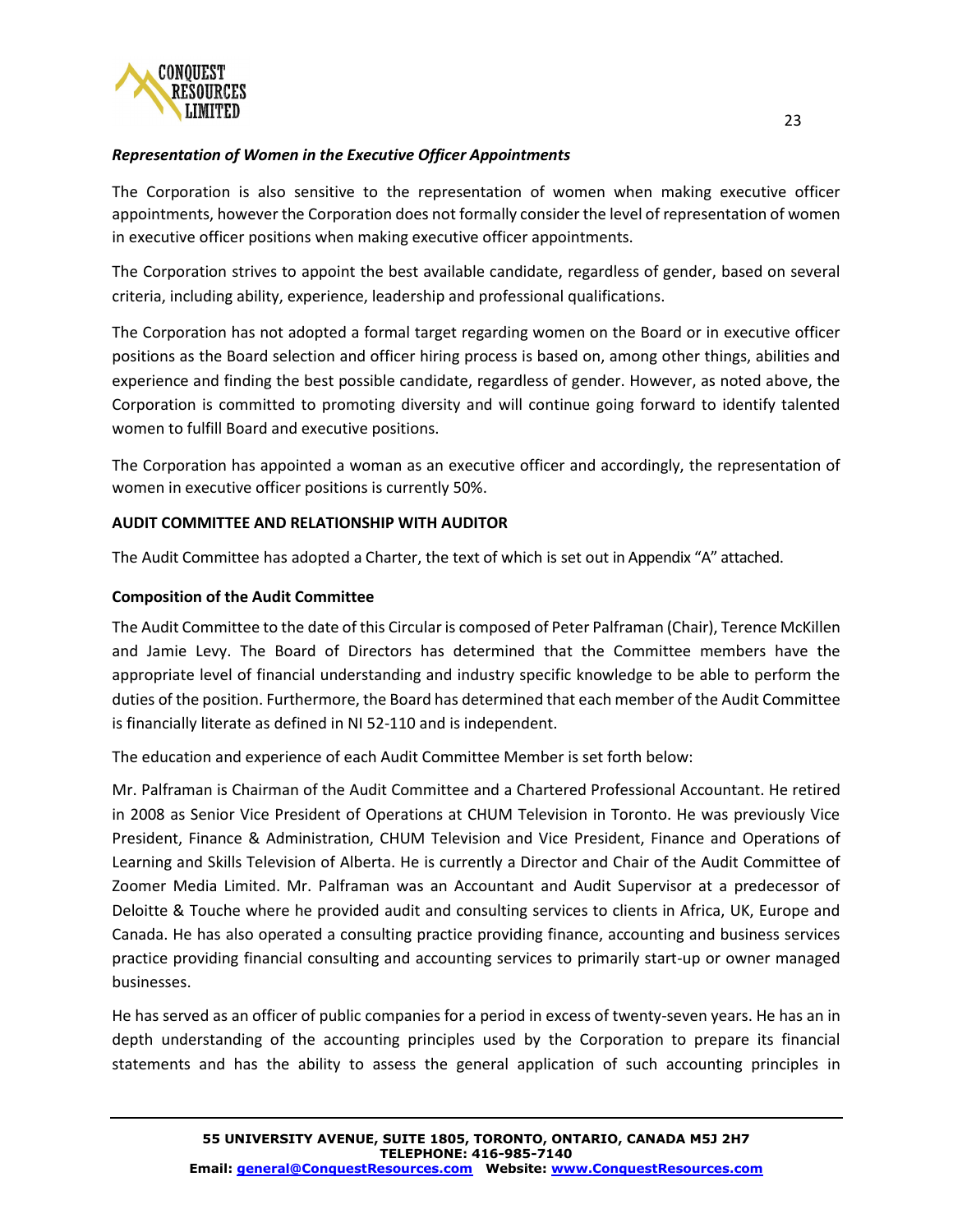***Representation of Women in the Executive Officer Appointments***

The Corporation is also sensitive to the representation of women when making executive officer appointments, however the Corporation does not formally consider the level of representation of women in executive officer positions when making executive officer appointments.

The Corporation strives to appoint the best available candidate, regardless of gender, based on several criteria, including ability, experience, leadership and professional qualifications.

The Corporation has not adopted a formal target regarding women on the Board or in executive officer positions as the Board selection and officer hiring process is based on, among other things, abilities and experience and finding the best possible candidate, regardless of gender. However, as noted above, the Corporation is committed to promoting diversity and will continue going forward to identify talented women to fulfill Board and executive positions.

The Corporation has appointed a woman as an executive officer and accordingly, the representation of women in executive officer positions is currently 50%.

## AUDIT COMMITTEE AND RELATIONSHIP WITH AUDITOR

The Audit Committee has adopted a Charter, the text of which is set out in Appendix "A" attached.

### Composition of the Audit Committee

The Audit Committee to the date of this Circular is composed of Peter Palframan (Chair), Terence McKillen and Jamie Levy. The Board of Directors has determined that the Committee members have the appropriate level of financial understanding and industry specific knowledge to be able to perform the duties of the position. Furthermore, the Board has determined that each member of the Audit Committee is financially literate as defined in NI 52-110 and is independent.

The education and experience of each Audit Committee Member is set forth below:

Mr. Palframan is Chairman of the Audit Committee and a Chartered Professional Accountant. He retired in 2008 as Senior Vice President of Operations at CHUM Television in Toronto. He was previously Vice President, Finance & Administration, CHUM Television and Vice President, Finance and Operations of Learning and Skills Television of Alberta. He is currently a Director and Chair of the Audit Committee of Zoomer Media Limited. Mr. Palframan was an Accountant and Audit Supervisor at a predecessor of Deloitte & Touche where he provided audit and consulting services to clients in Africa, UK, Europe and Canada. He has also operated a consulting practice providing finance, accounting and business services practice providing financial consulting and accounting services to primarily start-up or owner managed businesses.

He has served as an officer of public companies for a period in excess of twenty-seven years. He has an in depth understanding of the accounting principles used by the Corporation to prepare its financial statements and has the ability to assess the general application of such accounting principles in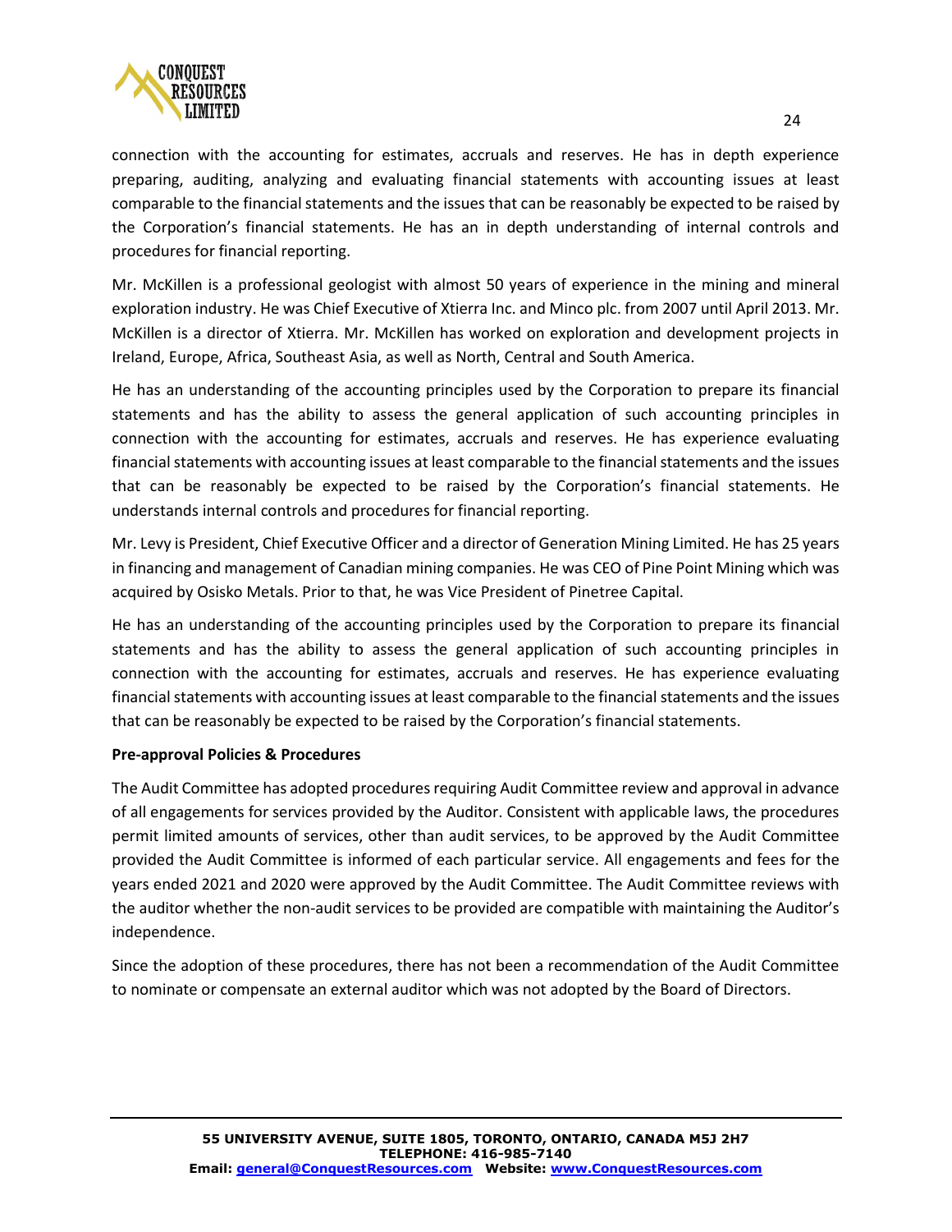connection with the accounting for estimates, accruals and reserves. He has in depth experience preparing, auditing, analyzing and evaluating financial statements with accounting issues at least comparable to the financial statements and the issues that can be reasonably be expected to be raised by the Corporation's financial statements. He has an in depth understanding of internal controls and procedures for financial reporting.

Mr. McKillen is a professional geologist with almost 50 years of experience in the mining and mineral exploration industry. He was Chief Executive of Xtierra Inc. and Minco plc. from 2007 until April 2013. Mr. McKillen is a director of Xtierra. Mr. McKillen has worked on exploration and development projects in Ireland, Europe, Africa, Southeast Asia, as well as North, Central and South America.

He has an understanding of the accounting principles used by the Corporation to prepare its financial statements and has the ability to assess the general application of such accounting principles in connection with the accounting for estimates, accruals and reserves. He has experience evaluating financial statements with accounting issues at least comparable to the financial statements and the issues that can be reasonably be expected to be raised by the Corporation's financial statements. He understands internal controls and procedures for financial reporting.

Mr. Levy is President, Chief Executive Officer and a director of Generation Mining Limited. He has 25 years in financing and management of Canadian mining companies. He was CEO of Pine Point Mining which was acquired by Osisko Metals. Prior to that, he was Vice President of Pinetree Capital.

He has an understanding of the accounting principles used by the Corporation to prepare its financial statements and has the ability to assess the general application of such accounting principles in connection with the accounting for estimates, accruals and reserves. He has experience evaluating financial statements with accounting issues at least comparable to the financial statements and the issues that can be reasonably be expected to be raised by the Corporation's financial statements.

**Pre-approval Policies & Procedures**

The Audit Committee has adopted procedures requiring Audit Committee review and approval in advance of all engagements for services provided by the Auditor. Consistent with applicable laws, the procedures permit limited amounts of services, other than audit services, to be approved by the Audit Committee provided the Audit Committee is informed of each particular service. All engagements and fees for the years ended 2021 and 2020 were approved by the Audit Committee. The Audit Committee reviews with the auditor whether the non-audit services to be provided are compatible with maintaining the Auditor's independence.

Since the adoption of these procedures, there has not been a recommendation of the Audit Committee to nominate or compensate an external auditor which was not adopted by the Board of Directors.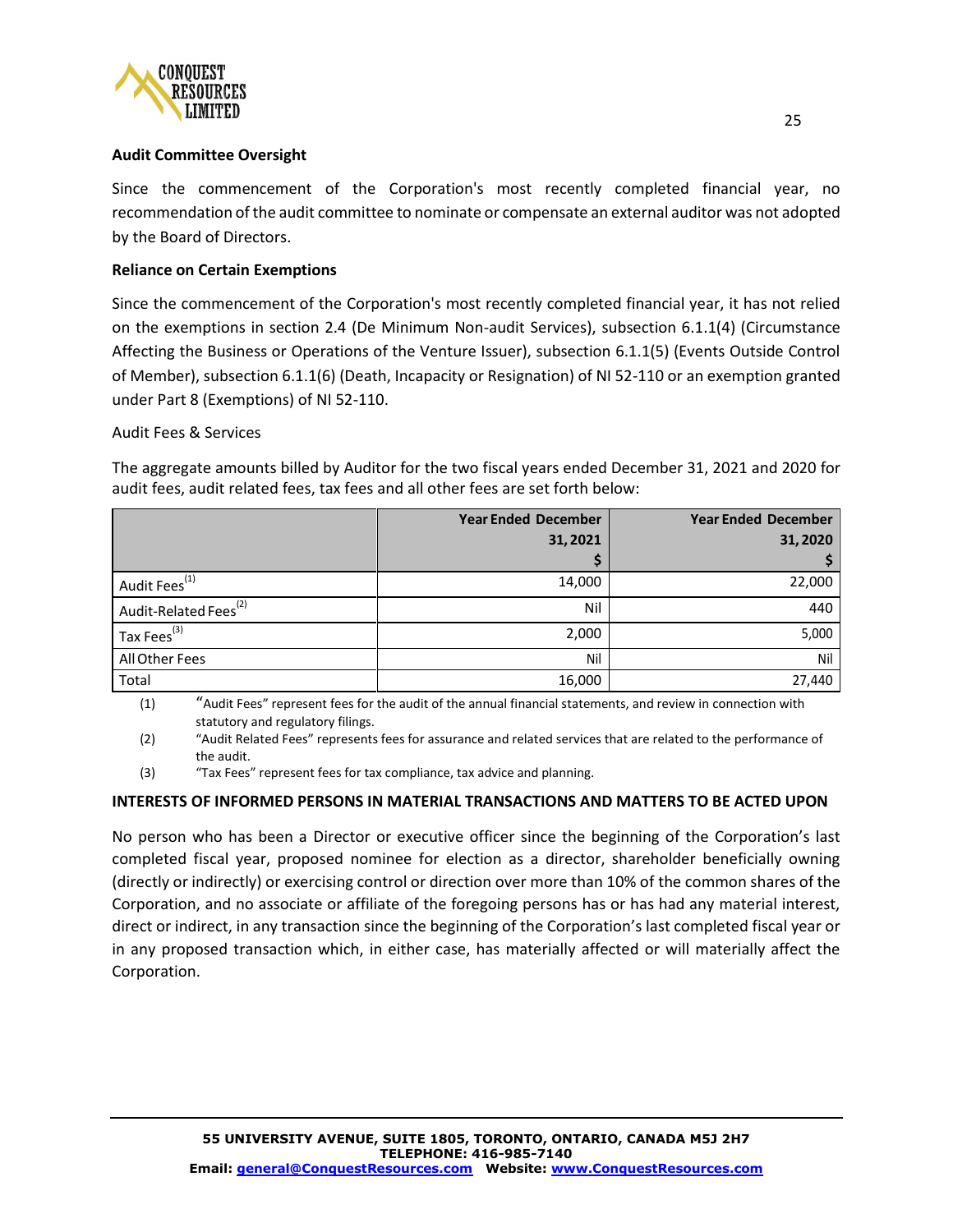**Audit Committee Oversight**

Since the commencement of the Corporation's most recently completed financial year, no recommendation of the audit committee to nominate or compensate an external auditor was not adopted by the Board of Directors.

**Reliance on Certain Exemptions**

Since the commencement of the Corporation's most recently completed financial year, it has not relied on the exemptions in section 2.4 (De Minimum Non-audit Services), subsection 6.1.1(4) (Circumstance Affecting the Business or Operations of the Venture Issuer), subsection 6.1.1(5) (Events Outside Control of Member), subsection 6.1.1(6) (Death, Incapacity or Resignation) of NI 52-110 or an exemption granted under Part 8 (Exemptions) of NI 52-110.

Audit Fees & Services

The aggregate amounts billed by Auditor for the two fiscal years ended December 31, 2021 and 2020 for audit fees, audit related fees, tax fees and all other fees are set forth below:

| | Year Ended December 31, 2021 $ | Year Ended December 31, 2020 $ |
|---|---|---|
| Audit Fees[(1)] | 14,000 | 22,000 |
| Audit-Related Fees[(2)] | Nil | 440 |
| Tax Fees[(3)] | 2,000 | 5,000 |
| All Other Fees | Nil | Nil |
| Total | 16,000 | 27,440 |

(1) "Audit Fees" represent fees for the audit of the annual financial statements, and review in connection with statutory and regulatory filings.

(2) "Audit Related Fees" represents fees for assurance and related services that are related to the performance of the audit.

(3) "Tax Fees" represent fees for tax compliance, tax advice and planning.

**INTERESTS OF INFORMED PERSONS IN MATERIAL TRANSACTIONS AND MATTERS TO BE ACTED UPON**

No person who has been a Director or executive officer since the beginning of the Corporation's last completed fiscal year, proposed nominee for election as a director, shareholder beneficially owning (directly or indirectly) or exercising control or direction over more than 10% of the common shares of the Corporation, and no associate or affiliate of the foregoing persons has or has had any material interest, direct or indirect, in any transaction since the beginning of the Corporation's last completed fiscal year or in any proposed transaction which, in either case, has materially affected or will materially affect the Corporation.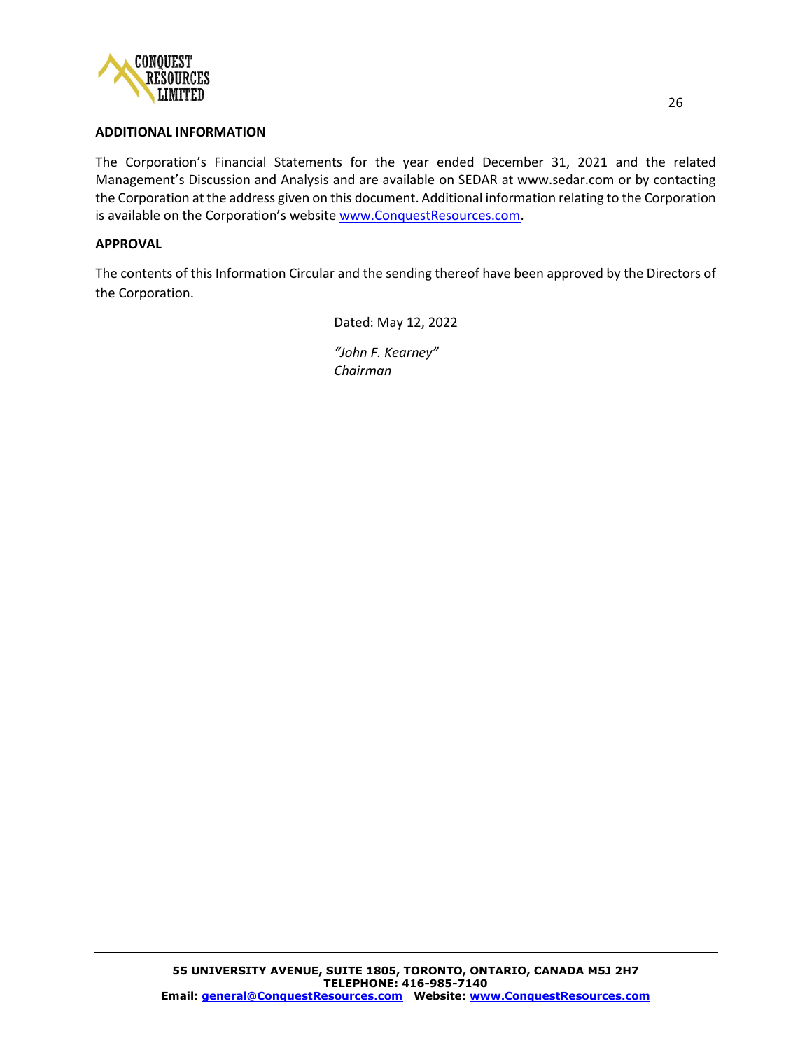## ADDITIONAL INFORMATION

The Corporation's Financial Statements for the year ended December 31, 2021 and the related Management's Discussion and Analysis and are available on SEDAR at www.sedar.com or by contacting the Corporation at the address given on this document. Additional information relating to the Corporation is available on the Corporation's website www.ConquestResources.com.

## APPROVAL

The contents of this Information Circular and the sending thereof have been approved by the Directors of the Corporation.

Dated: May 12, 2022

*"John F. Kearney"*
*Chairman*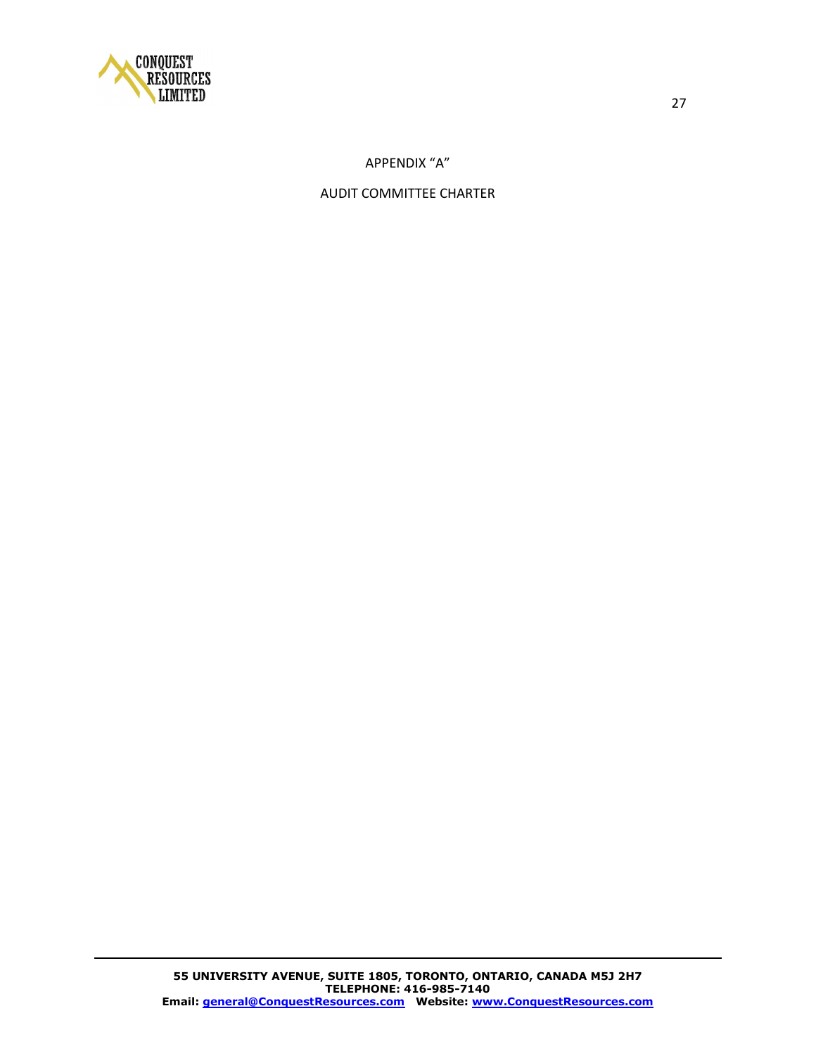# APPENDIX "A"

## AUDIT COMMITTEE CHARTER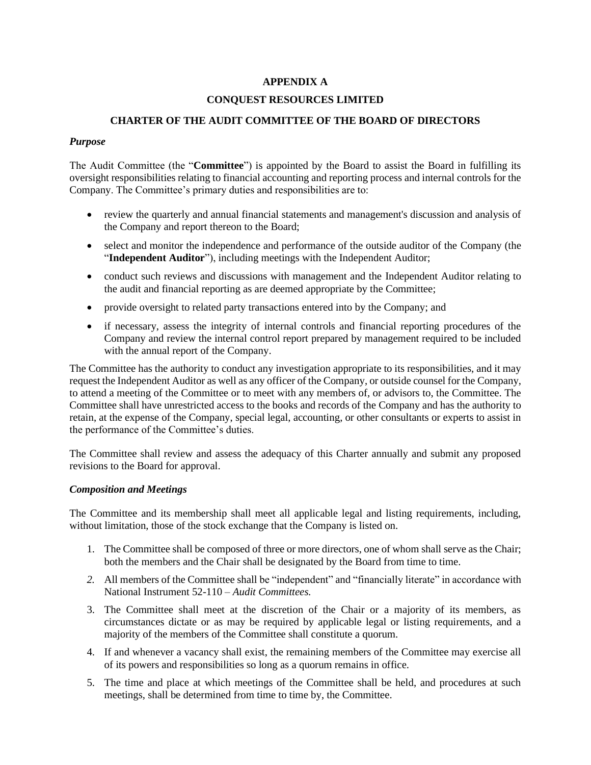**APPENDIX A**

**CONQUEST RESOURCES LIMITED**

**CHARTER OF THE AUDIT COMMITTEE OF THE BOARD OF DIRECTORS**

***Purpose***

The Audit Committee (the "**Committee**") is appointed by the Board to assist the Board in fulfilling its oversight responsibilities relating to financial accounting and reporting process and internal controls for the Company. The Committee's primary duties and responsibilities are to:

- review the quarterly and annual financial statements and management's discussion and analysis of the Company and report thereon to the Board;
- select and monitor the independence and performance of the outside auditor of the Company (the "**Independent Auditor**"), including meetings with the Independent Auditor;
- conduct such reviews and discussions with management and the Independent Auditor relating to the audit and financial reporting as are deemed appropriate by the Committee;
- provide oversight to related party transactions entered into by the Company; and
- if necessary, assess the integrity of internal controls and financial reporting procedures of the Company and review the internal control report prepared by management required to be included with the annual report of the Company.

The Committee has the authority to conduct any investigation appropriate to its responsibilities, and it may request the Independent Auditor as well as any officer of the Company, or outside counsel for the Company, to attend a meeting of the Committee or to meet with any members of, or advisors to, the Committee. The Committee shall have unrestricted access to the books and records of the Company and has the authority to retain, at the expense of the Company, special legal, accounting, or other consultants or experts to assist in the performance of the Committee's duties.

The Committee shall review and assess the adequacy of this Charter annually and submit any proposed revisions to the Board for approval.

***Composition and Meetings***

The Committee and its membership shall meet all applicable legal and listing requirements, including, without limitation, those of the stock exchange that the Company is listed on.

1. The Committee shall be composed of three or more directors, one of whom shall serve as the Chair; both the members and the Chair shall be designated by the Board from time to time.
2. All members of the Committee shall be "independent" and "financially literate" in accordance with National Instrument 52-110 – *Audit Committees.*
3. The Committee shall meet at the discretion of the Chair or a majority of its members, as circumstances dictate or as may be required by applicable legal or listing requirements, and a majority of the members of the Committee shall constitute a quorum.
4. If and whenever a vacancy shall exist, the remaining members of the Committee may exercise all of its powers and responsibilities so long as a quorum remains in office.
5. The time and place at which meetings of the Committee shall be held, and procedures at such meetings, shall be determined from time to time by, the Committee.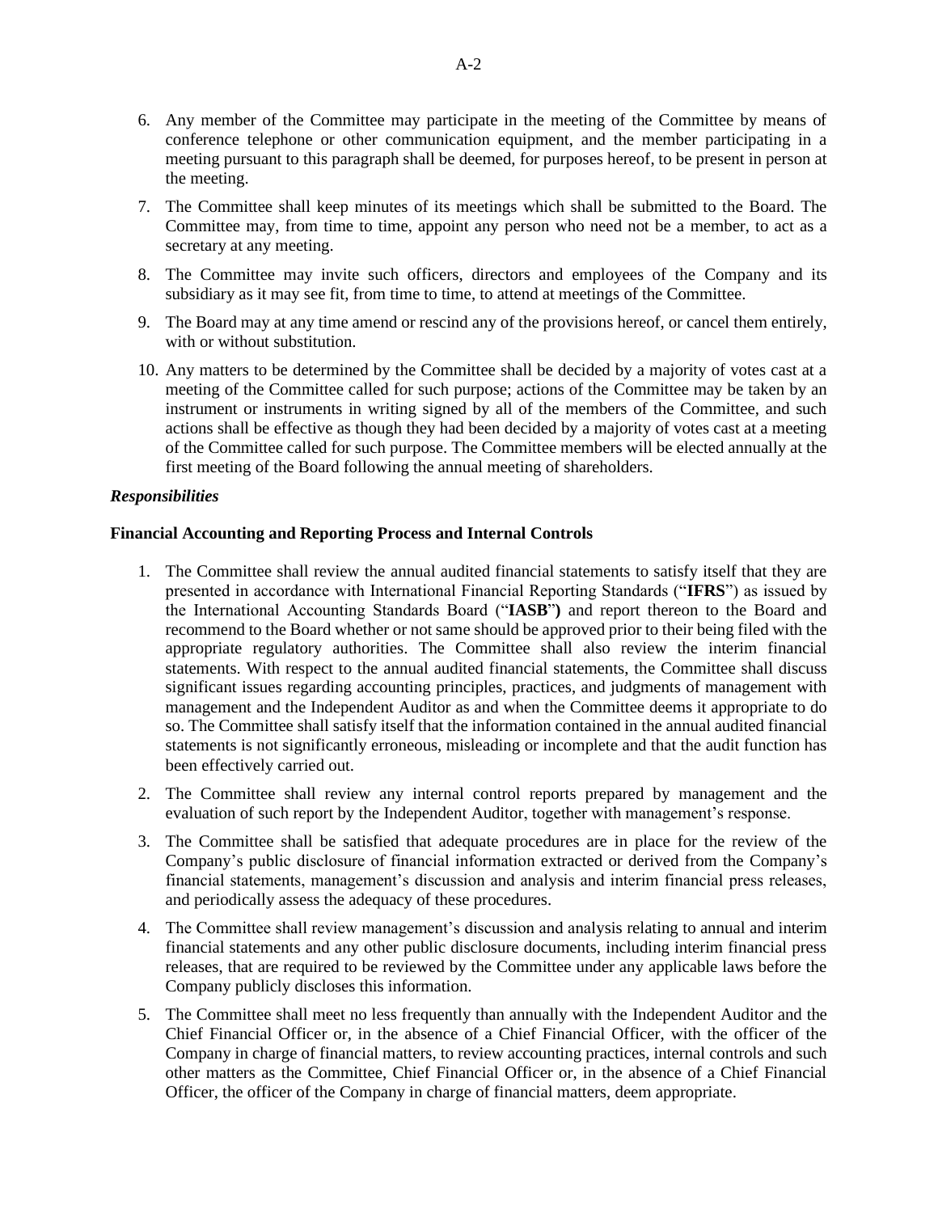6. Any member of the Committee may participate in the meeting of the Committee by means of conference telephone or other communication equipment, and the member participating in a meeting pursuant to this paragraph shall be deemed, for purposes hereof, to be present in person at the meeting.

7. The Committee shall keep minutes of its meetings which shall be submitted to the Board. The Committee may, from time to time, appoint any person who need not be a member, to act as a secretary at any meeting.

8. The Committee may invite such officers, directors and employees of the Company and its subsidiary as it may see fit, from time to time, to attend at meetings of the Committee.

9. The Board may at any time amend or rescind any of the provisions hereof, or cancel them entirely, with or without substitution.

10. Any matters to be determined by the Committee shall be decided by a majority of votes cast at a meeting of the Committee called for such purpose; actions of the Committee may be taken by an instrument or instruments in writing signed by all of the members of the Committee, and such actions shall be effective as though they had been decided by a majority of votes cast at a meeting of the Committee called for such purpose. The Committee members will be elected annually at the first meeting of the Board following the annual meeting of shareholders.

***Responsibilities***

**Financial Accounting and Reporting Process and Internal Controls**

1. The Committee shall review the annual audited financial statements to satisfy itself that they are presented in accordance with International Financial Reporting Standards ("**IFRS**") as issued by the International Accounting Standards Board ("**IASB**") and report thereon to the Board and recommend to the Board whether or not same should be approved prior to their being filed with the appropriate regulatory authorities. The Committee shall also review the interim financial statements. With respect to the annual audited financial statements, the Committee shall discuss significant issues regarding accounting principles, practices, and judgments of management with management and the Independent Auditor as and when the Committee deems it appropriate to do so. The Committee shall satisfy itself that the information contained in the annual audited financial statements is not significantly erroneous, misleading or incomplete and that the audit function has been effectively carried out.

2. The Committee shall review any internal control reports prepared by management and the evaluation of such report by the Independent Auditor, together with management's response.

3. The Committee shall be satisfied that adequate procedures are in place for the review of the Company's public disclosure of financial information extracted or derived from the Company's financial statements, management's discussion and analysis and interim financial press releases, and periodically assess the adequacy of these procedures.

4. The Committee shall review management's discussion and analysis relating to annual and interim financial statements and any other public disclosure documents, including interim financial press releases, that are required to be reviewed by the Committee under any applicable laws before the Company publicly discloses this information.

5. The Committee shall meet no less frequently than annually with the Independent Auditor and the Chief Financial Officer or, in the absence of a Chief Financial Officer, with the officer of the Company in charge of financial matters, to review accounting practices, internal controls and such other matters as the Committee, Chief Financial Officer or, in the absence of a Chief Financial Officer, the officer of the Company in charge of financial matters, deem appropriate.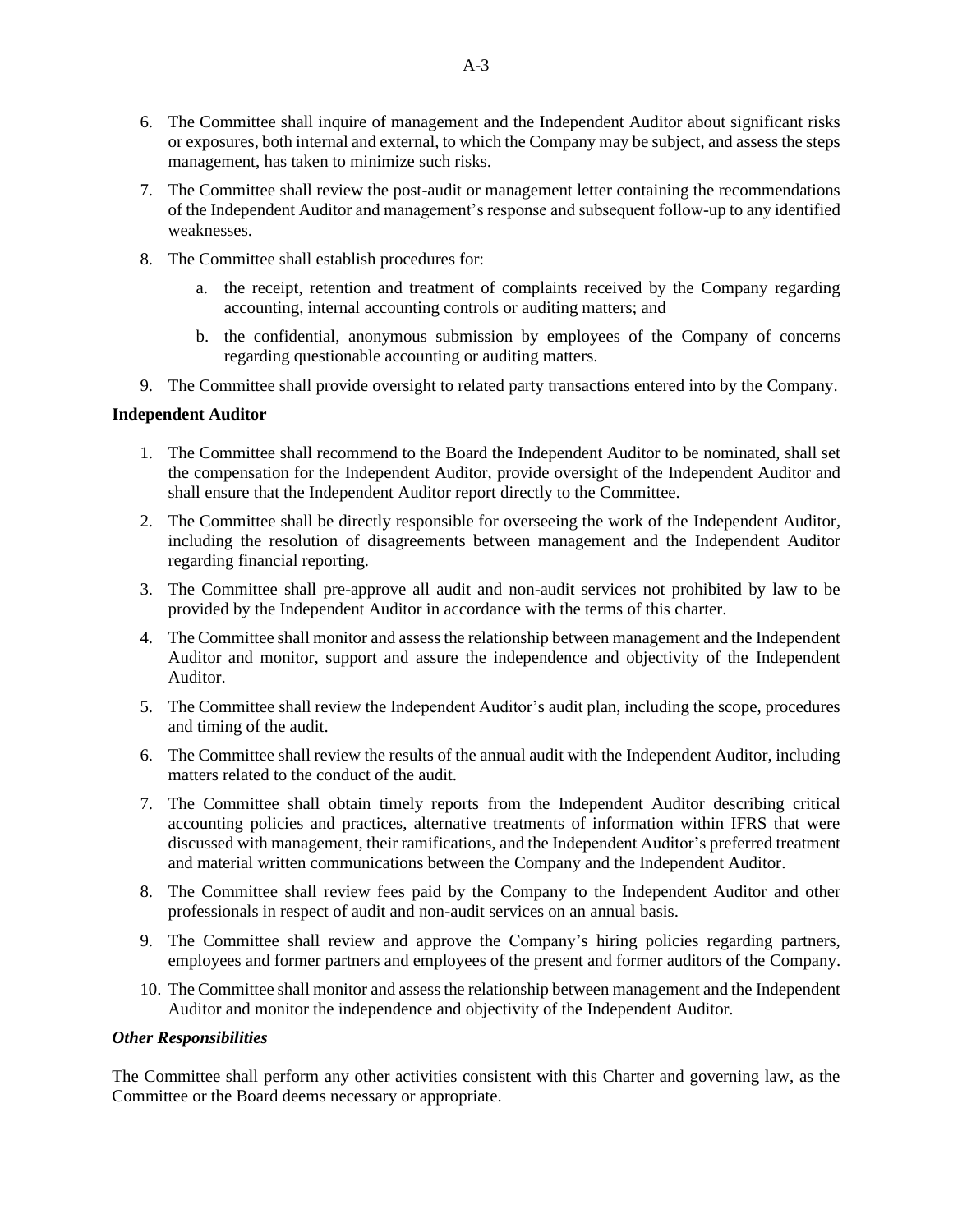6. The Committee shall inquire of management and the Independent Auditor about significant risks or exposures, both internal and external, to which the Company may be subject, and assess the steps management, has taken to minimize such risks.

7. The Committee shall review the post-audit or management letter containing the recommendations of the Independent Auditor and management's response and subsequent follow-up to any identified weaknesses.

8. The Committee shall establish procedures for:

    a. the receipt, retention and treatment of complaints received by the Company regarding accounting, internal accounting controls or auditing matters; and

    b. the confidential, anonymous submission by employees of the Company of concerns regarding questionable accounting or auditing matters.

9. The Committee shall provide oversight to related party transactions entered into by the Company.

**Independent Auditor**

1. The Committee shall recommend to the Board the Independent Auditor to be nominated, shall set the compensation for the Independent Auditor, provide oversight of the Independent Auditor and shall ensure that the Independent Auditor report directly to the Committee.

2. The Committee shall be directly responsible for overseeing the work of the Independent Auditor, including the resolution of disagreements between management and the Independent Auditor regarding financial reporting.

3. The Committee shall pre-approve all audit and non-audit services not prohibited by law to be provided by the Independent Auditor in accordance with the terms of this charter.

4. The Committee shall monitor and assess the relationship between management and the Independent Auditor and monitor, support and assure the independence and objectivity of the Independent Auditor.

5. The Committee shall review the Independent Auditor's audit plan, including the scope, procedures and timing of the audit.

6. The Committee shall review the results of the annual audit with the Independent Auditor, including matters related to the conduct of the audit.

7. The Committee shall obtain timely reports from the Independent Auditor describing critical accounting policies and practices, alternative treatments of information within IFRS that were discussed with management, their ramifications, and the Independent Auditor's preferred treatment and material written communications between the Company and the Independent Auditor.

8. The Committee shall review fees paid by the Company to the Independent Auditor and other professionals in respect of audit and non-audit services on an annual basis.

9. The Committee shall review and approve the Company's hiring policies regarding partners, employees and former partners and employees of the present and former auditors of the Company.

10. The Committee shall monitor and assess the relationship between management and the Independent Auditor and monitor the independence and objectivity of the Independent Auditor.

***Other Responsibilities***

The Committee shall perform any other activities consistent with this Charter and governing law, as the Committee or the Board deems necessary or appropriate.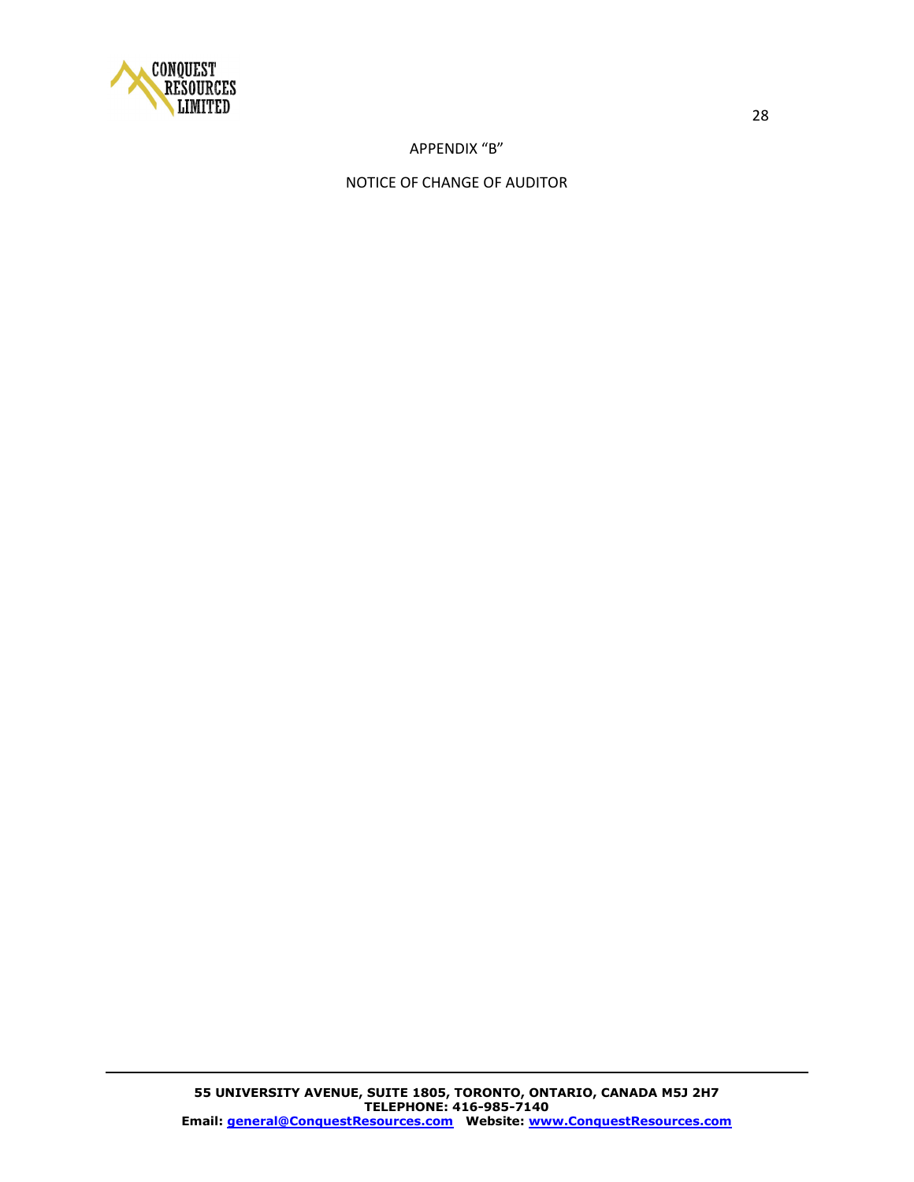# APPENDIX "B"

## NOTICE OF CHANGE OF AUDITOR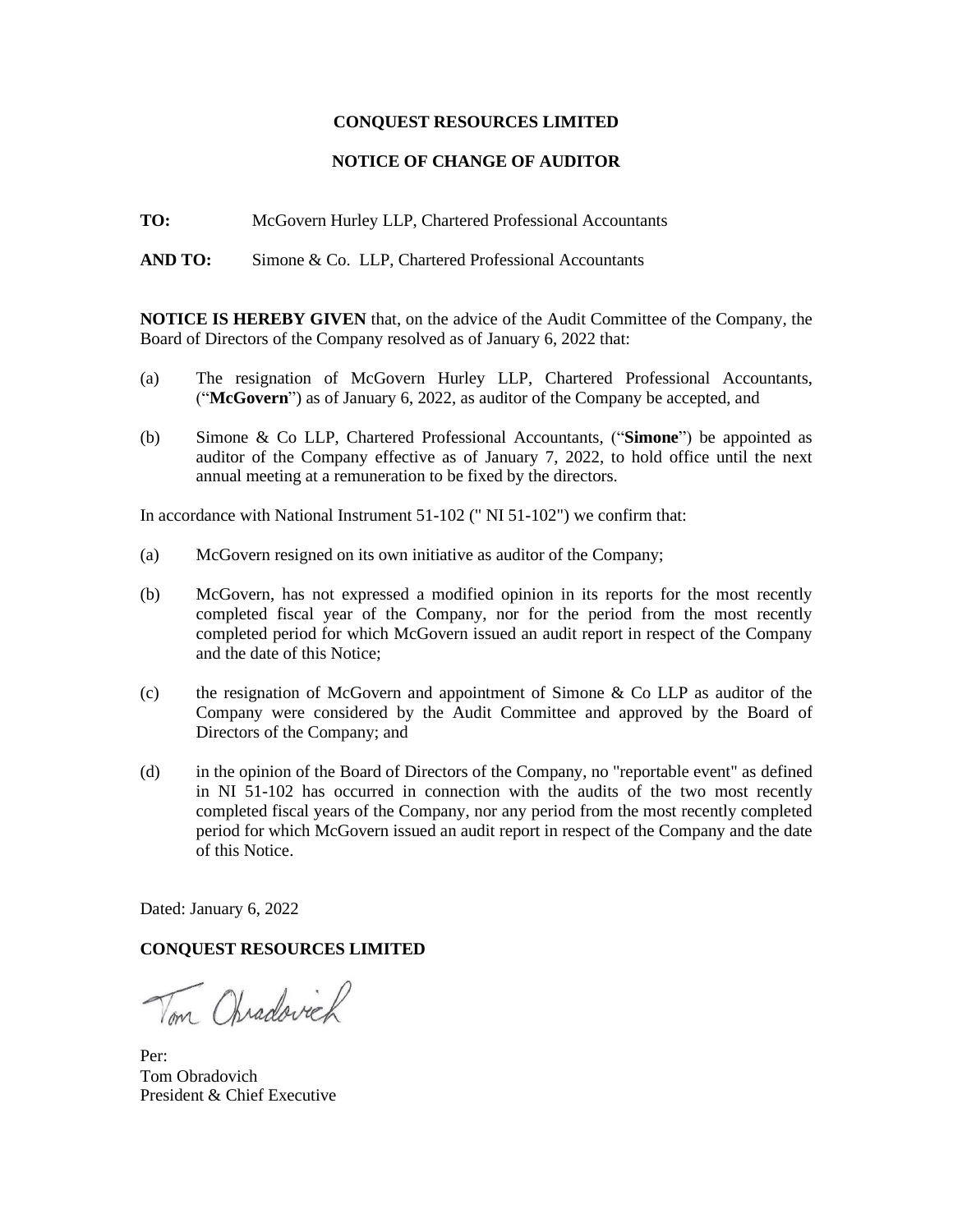**CONQUEST RESOURCES LIMITED**

**NOTICE OF CHANGE OF AUDITOR**

**TO:** McGovern Hurley LLP, Chartered Professional Accountants

**AND TO:** Simone & Co. LLP, Chartered Professional Accountants

**NOTICE IS HEREBY GIVEN** that, on the advice of the Audit Committee of the Company, the Board of Directors of the Company resolved as of January 6, 2022 that:

(a) The resignation of McGovern Hurley LLP, Chartered Professional Accountants, ("**McGovern**") as of January 6, 2022, as auditor of the Company be accepted, and

(b) Simone & Co LLP, Chartered Professional Accountants, ("**Simone**") be appointed as auditor of the Company effective as of January 7, 2022, to hold office until the next annual meeting at a remuneration to be fixed by the directors.

In accordance with National Instrument 51-102 (" NI 51-102") we confirm that:

(a) McGovern resigned on its own initiative as auditor of the Company;

(b) McGovern, has not expressed a modified opinion in its reports for the most recently completed fiscal year of the Company, nor for the period from the most recently completed period for which McGovern issued an audit report in respect of the Company and the date of this Notice;

(c) the resignation of McGovern and appointment of Simone & Co LLP as auditor of the Company were considered by the Audit Committee and approved by the Board of Directors of the Company; and

(d) in the opinion of the Board of Directors of the Company, no "reportable event" as defined in NI 51-102 has occurred in connection with the audits of the two most recently completed fiscal years of the Company, nor any period from the most recently completed period for which McGovern issued an audit report in respect of the Company and the date of this Notice.

Dated: January 6, 2022

**CONQUEST RESOURCES LIMITED**

Tom Obradovich

Per:
Tom Obradovich
President & Chief Executive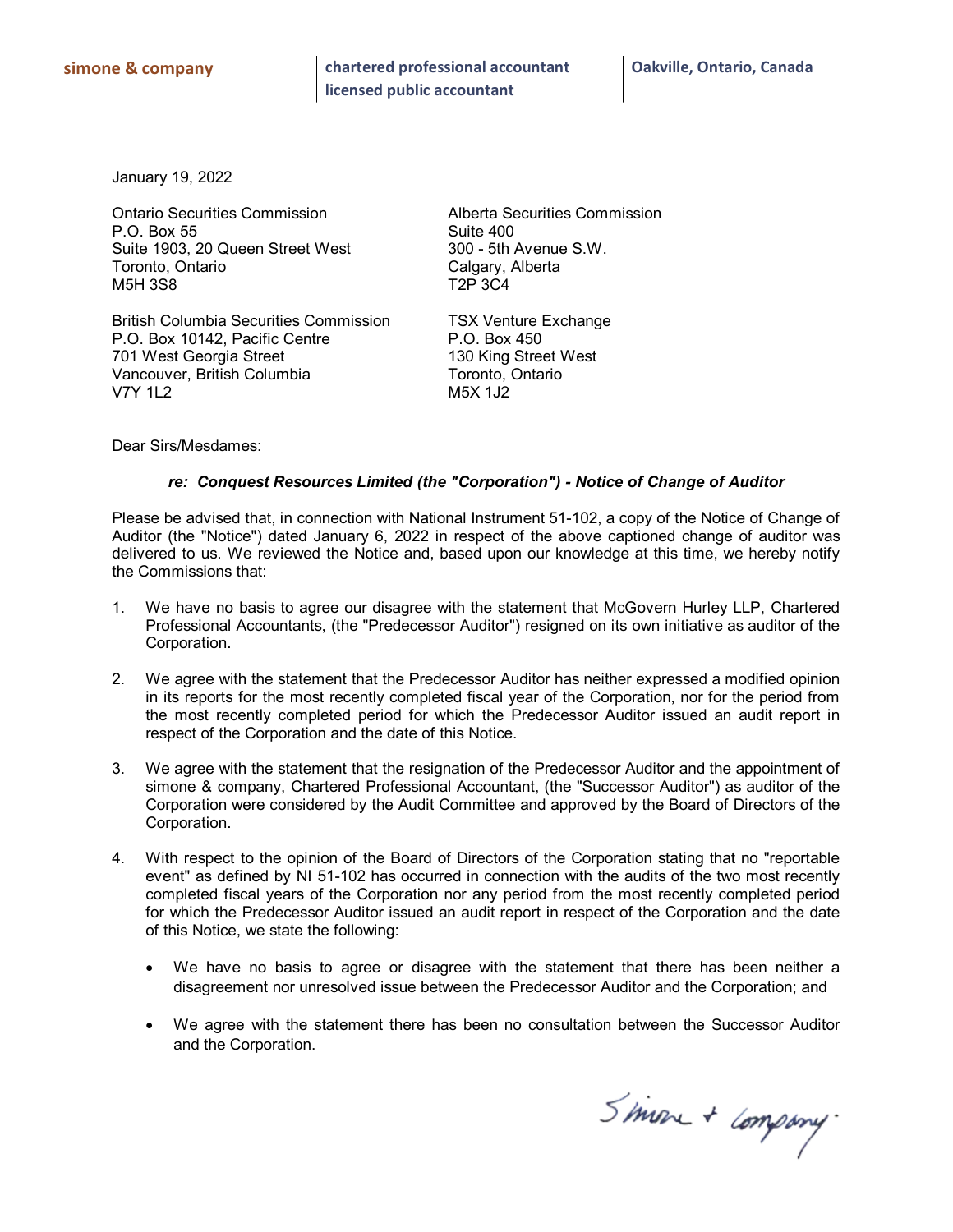simone & company | chartered professional accountant
licensed public accountant | Oakville, Ontario, Canada

January 19, 2022

Ontario Securities Commission
P.O. Box 55
Suite 1903, 20 Queen Street West
Toronto, Ontario
M5H 3S8

Alberta Securities Commission
Suite 400
300 - 5th Avenue S.W.
Calgary, Alberta
T2P 3C4

British Columbia Securities Commission
P.O. Box 10142, Pacific Centre
701 West Georgia Street
Vancouver, British Columbia
V7Y 1L2

TSX Venture Exchange
P.O. Box 450
130 King Street West
Toronto, Ontario
M5X 1J2

Dear Sirs/Mesdames:

***re: Conquest Resources Limited (the "Corporation") - Notice of Change of Auditor***

Please be advised that, in connection with National Instrument 51-102, a copy of the Notice of Change of Auditor (the "Notice") dated January 6, 2022 in respect of the above captioned change of auditor was delivered to us. We reviewed the Notice and, based upon our knowledge at this time, we hereby notify the Commissions that:

1. We have no basis to agree our disagree with the statement that McGovern Hurley LLP, Chartered Professional Accountants, (the "Predecessor Auditor") resigned on its own initiative as auditor of the Corporation.

2. We agree with the statement that the Predecessor Auditor has neither expressed a modified opinion in its reports for the most recently completed fiscal year of the Corporation, nor for the period from the most recently completed period for which the Predecessor Auditor issued an audit report in respect of the Corporation and the date of this Notice.

3. We agree with the statement that the resignation of the Predecessor Auditor and the appointment of simone & company, Chartered Professional Accountant, (the "Successor Auditor") as auditor of the Corporation were considered by the Audit Committee and approved by the Board of Directors of the Corporation.

4. With respect to the opinion of the Board of Directors of the Corporation stating that no "reportable event" as defined by NI 51-102 has occurred in connection with the audits of the two most recently completed fiscal years of the Corporation nor any period from the most recently completed period for which the Predecessor Auditor issued an audit report in respect of the Corporation and the date of this Notice, we state the following:

   - We have no basis to agree or disagree with the statement that there has been neither a disagreement nor unresolved issue between the Predecessor Auditor and the Corporation; and

   - We agree with the statement there has been no consultation between the Successor Auditor and the Corporation.

Simone + Company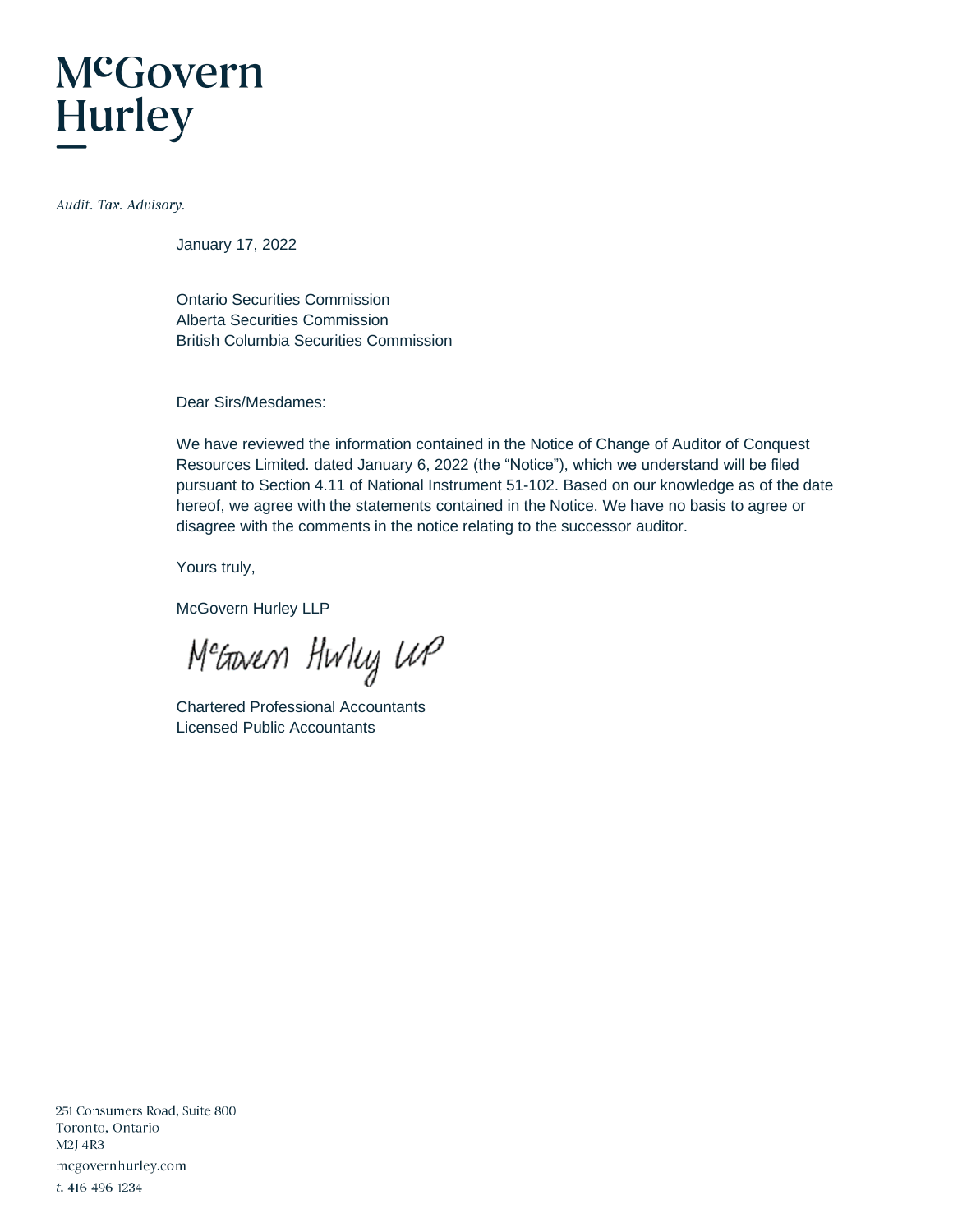McGovern
Hurley

*Audit. Tax. Advisory.*

January 17, 2022

Ontario Securities Commission
Alberta Securities Commission
British Columbia Securities Commission

Dear Sirs/Mesdames:

We have reviewed the information contained in the Notice of Change of Auditor of Conquest Resources Limited. dated January 6, 2022 (the "Notice"), which we understand will be filed pursuant to Section 4.11 of National Instrument 51-102. Based on our knowledge as of the date hereof, we agree with the statements contained in the Notice. We have no basis to agree or disagree with the comments in the notice relating to the successor auditor.

Yours truly,

McGovern Hurley LLP

McGovern Hurley LLP

Chartered Professional Accountants
Licensed Public Accountants

251 Consumers Road, Suite 800
Toronto, Ontario
M2J 4R3
mcgovernhurley.com
*t.* 416-496-1234